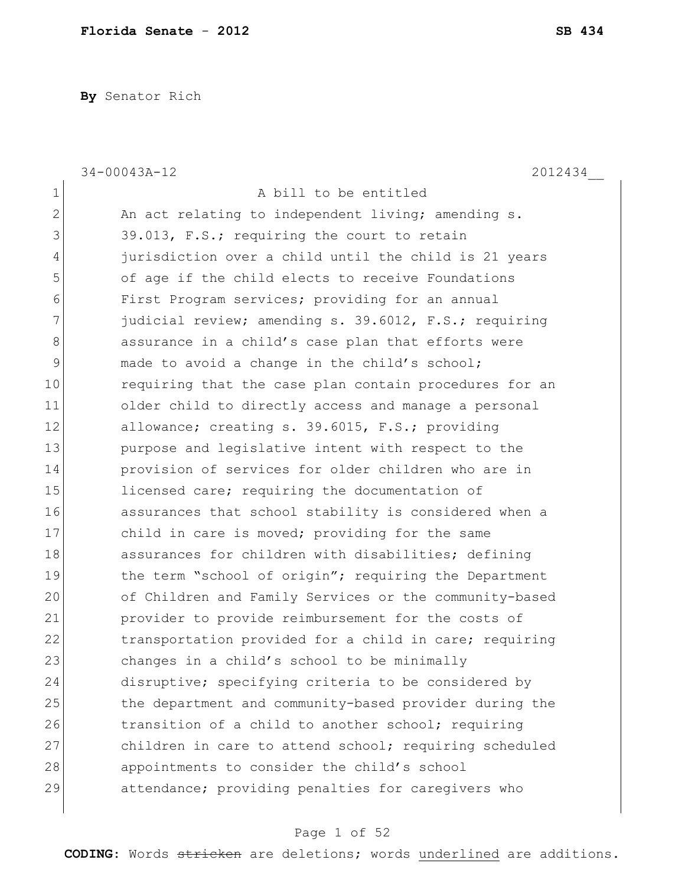**By** Senator Rich

34-00043A-12 2012434__

A bill to be entitled

An act relating to independent living; amending s. 39.013, F.S.; requiring the court to retain jurisdiction over a child until the child is 21 years of age if the child elects to receive Foundations First Program services; providing for an annual judicial review; amending s. 39.6012, F.S.; requiring assurance in a child's case plan that efforts were made to avoid a change in the child's school; requiring that the case plan contain procedures for an older child to directly access and manage a personal allowance; creating s. 39.6015, F.S.; providing purpose and legislative intent with respect to the provision of services for older children who are in licensed care; requiring the documentation of assurances that school stability is considered when a child in care is moved; providing for the same assurances for children with disabilities; defining the term "school of origin"; requiring the Department of Children and Family Services or the community-based provider to provide reimbursement for the costs of transportation provided for a child in care; requiring changes in a child's school to be minimally disruptive; specifying criteria to be considered by the department and community-based provider during the transition of a child to another school; requiring children in care to attend school; requiring scheduled appointments to consider the child's school attendance; providing penalties for caregivers who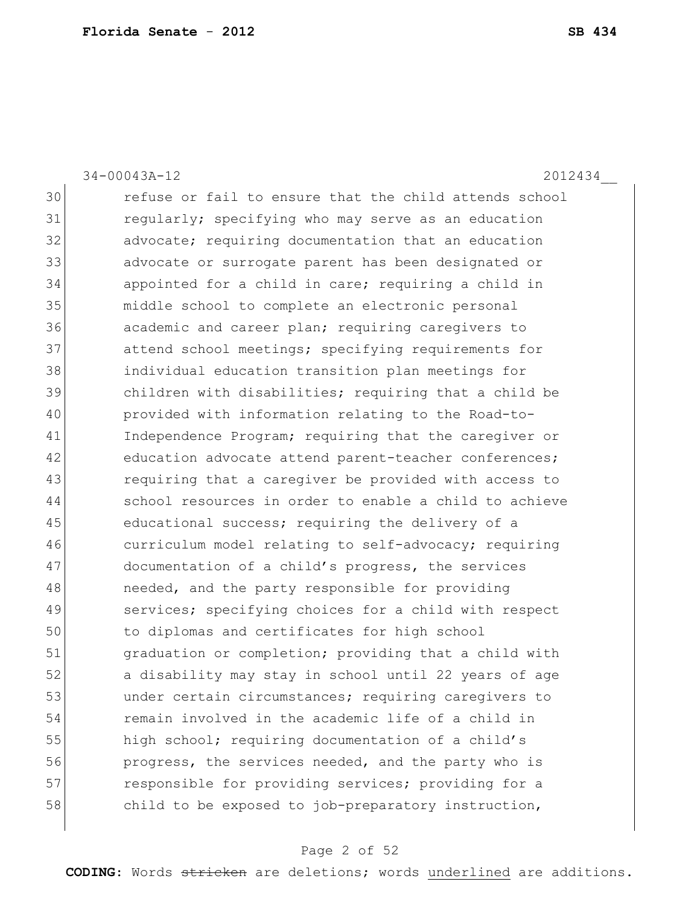34-00043A-12 2012434__

30 refuse or fail to ensure that the child attends school
31 regularly; specifying who may serve as an education
32 advocate; requiring documentation that an education
33 advocate or surrogate parent has been designated or
34 appointed for a child in care; requiring a child in
35 middle school to complete an electronic personal
36 academic and career plan; requiring caregivers to
37 attend school meetings; specifying requirements for
38 individual education transition plan meetings for
39 children with disabilities; requiring that a child be
40 provided with information relating to the Road-to-
41 Independence Program; requiring that the caregiver or
42 education advocate attend parent-teacher conferences;
43 requiring that a caregiver be provided with access to
44 school resources in order to enable a child to achieve
45 educational success; requiring the delivery of a
46 curriculum model relating to self-advocacy; requiring
47 documentation of a child's progress, the services
48 needed, and the party responsible for providing
49 services; specifying choices for a child with respect
50 to diplomas and certificates for high school
51 graduation or completion; providing that a child with
52 a disability may stay in school until 22 years of age
53 under certain circumstances; requiring caregivers to
54 remain involved in the academic life of a child in
55 high school; requiring documentation of a child's
56 progress, the services needed, and the party who is
57 responsible for providing services; providing for a
58 child to be exposed to job-preparatory instruction,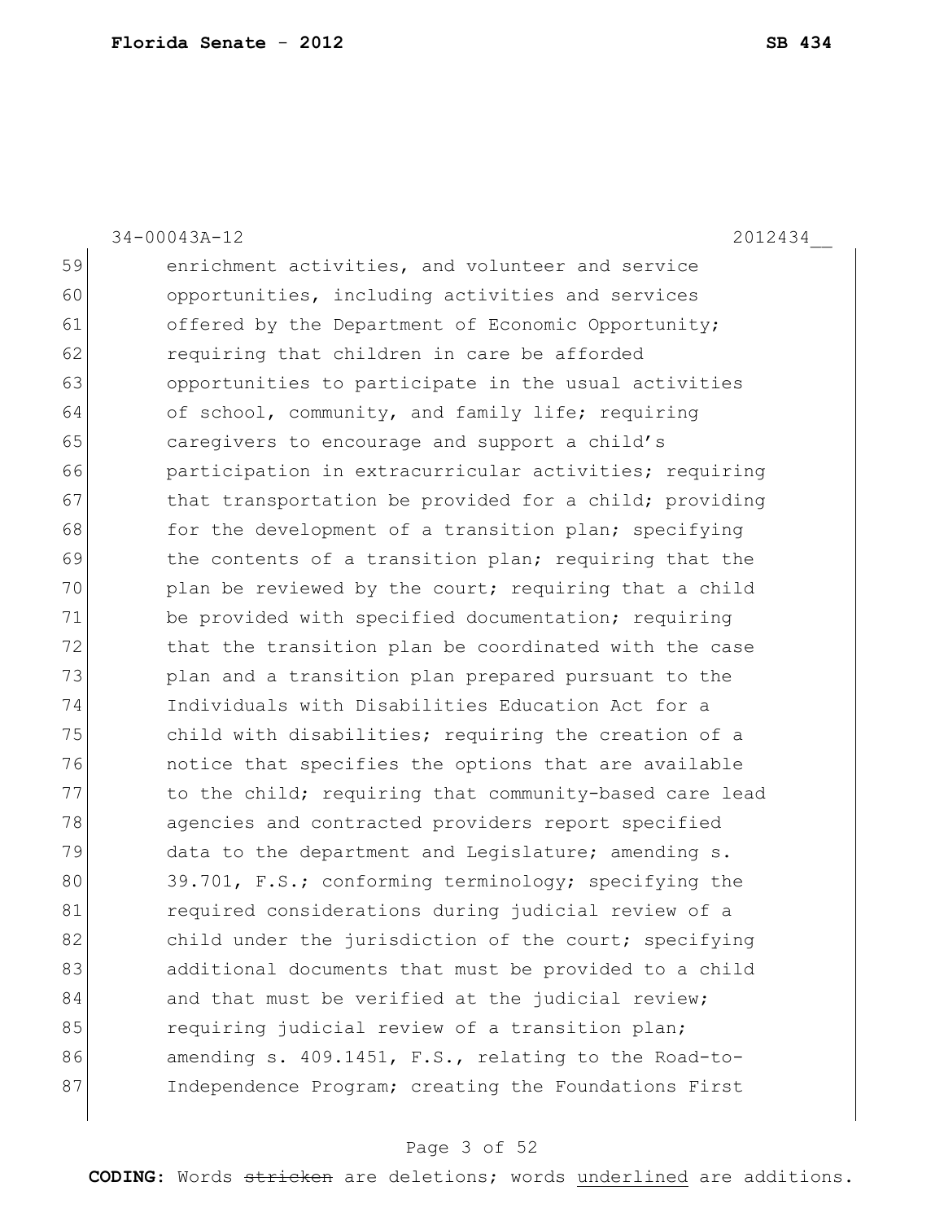enrichment activities, and volunteer and service opportunities, including activities and services offered by the Department of Economic Opportunity; requiring that children in care be afforded opportunities to participate in the usual activities of school, community, and family life; requiring caregivers to encourage and support a child's participation in extracurricular activities; requiring that transportation be provided for a child; providing for the development of a transition plan; specifying the contents of a transition plan; requiring that the plan be reviewed by the court; requiring that a child be provided with specified documentation; requiring that the transition plan be coordinated with the case plan and a transition plan prepared pursuant to the Individuals with Disabilities Education Act for a child with disabilities; requiring the creation of a notice that specifies the options that are available to the child; requiring that community-based care lead agencies and contracted providers report specified data to the department and Legislature; amending s. 39.701, F.S.; conforming terminology; specifying the required considerations during judicial review of a child under the jurisdiction of the court; specifying additional documents that must be provided to a child and that must be verified at the judicial review; requiring judicial review of a transition plan; amending s. 409.1451, F.S., relating to the Road-to-Independence Program; creating the Foundations First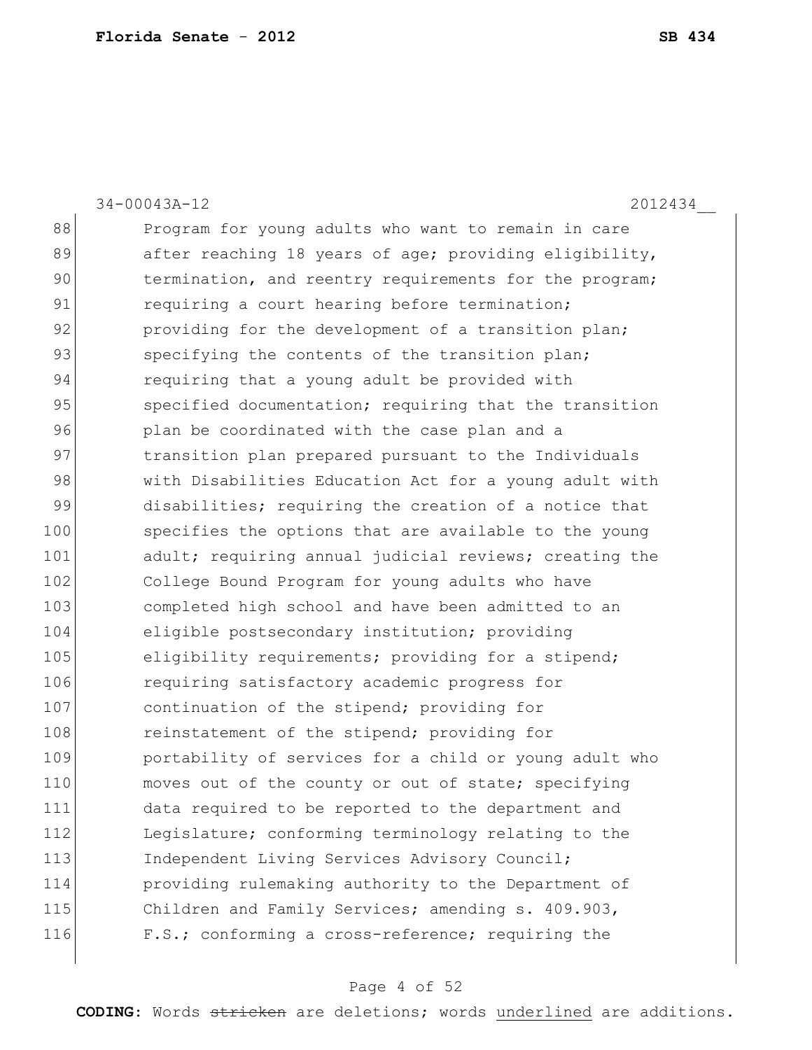88 Program for young adults who want to remain in care
89 after reaching 18 years of age; providing eligibility,
90 termination, and reentry requirements for the program;
91 requiring a court hearing before termination;
92 providing for the development of a transition plan;
93 specifying the contents of the transition plan;
94 requiring that a young adult be provided with
95 specified documentation; requiring that the transition
96 plan be coordinated with the case plan and a
97 transition plan prepared pursuant to the Individuals
98 with Disabilities Education Act for a young adult with
99 disabilities; requiring the creation of a notice that
100 specifies the options that are available to the young
101 adult; requiring annual judicial reviews; creating the
102 College Bound Program for young adults who have
103 completed high school and have been admitted to an
104 eligible postsecondary institution; providing
105 eligibility requirements; providing for a stipend;
106 requiring satisfactory academic progress for
107 continuation of the stipend; providing for
108 reinstatement of the stipend; providing for
109 portability of services for a child or young adult who
110 moves out of the county or out of state; specifying
111 data required to be reported to the department and
112 Legislature; conforming terminology relating to the
113 Independent Living Services Advisory Council;
114 providing rulemaking authority to the Department of
115 Children and Family Services; amending s. 409.903,
116 F.S.; conforming a cross-reference; requiring the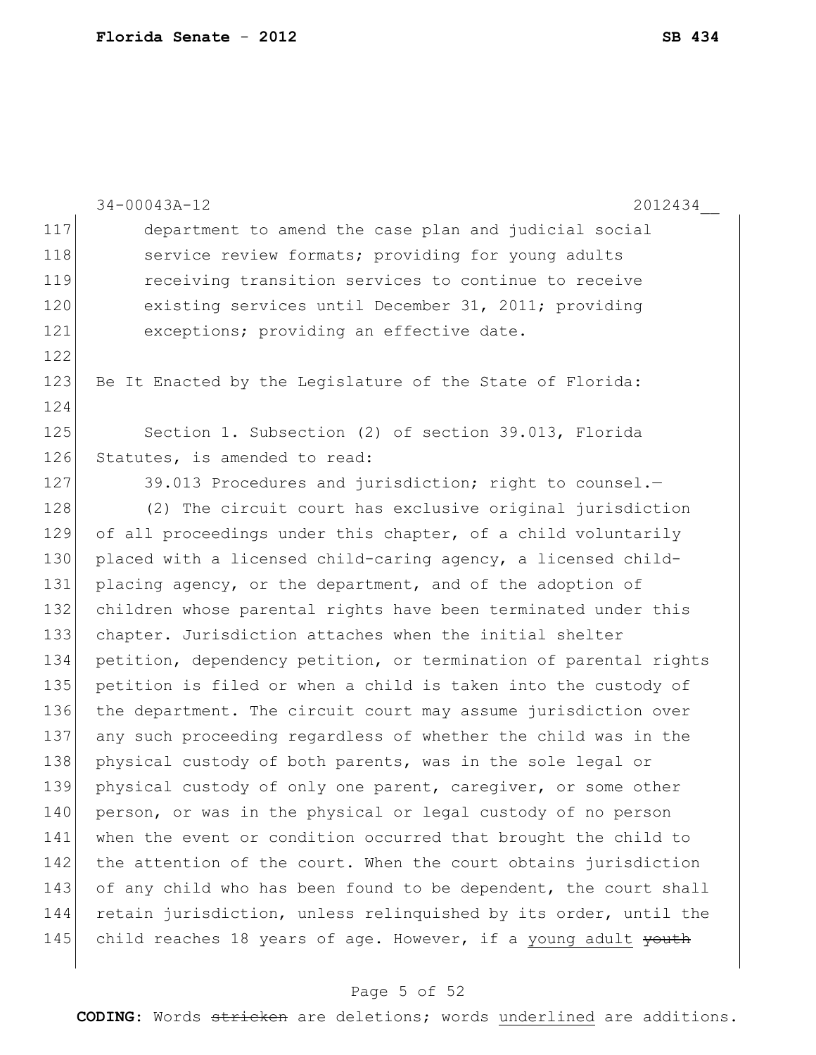department to amend the case plan and judicial social service review formats; providing for young adults receiving transition services to continue to receive existing services until December 31, 2011; providing exceptions; providing an effective date.

Be It Enacted by the Legislature of the State of Florida:

Section 1. Subsection (2) of section 39.013, Florida Statutes, is amended to read:

39.013 Procedures and jurisdiction; right to counsel.—

(2) The circuit court has exclusive original jurisdiction of all proceedings under this chapter, of a child voluntarily placed with a licensed child-caring agency, a licensed child-placing agency, or the department, and of the adoption of children whose parental rights have been terminated under this chapter. Jurisdiction attaches when the initial shelter petition, dependency petition, or termination of parental rights petition is filed or when a child is taken into the custody of the department. The circuit court may assume jurisdiction over any such proceeding regardless of whether the child was in the physical custody of both parents, was in the sole legal or physical custody of only one parent, caregiver, or some other person, or was in the physical or legal custody of no person when the event or condition occurred that brought the child to the attention of the court. When the court obtains jurisdiction of any child who has been found to be dependent, the court shall retain jurisdiction, unless relinquished by its order, until the child reaches 18 years of age. However, if a <u>young adult</u> ~~youth~~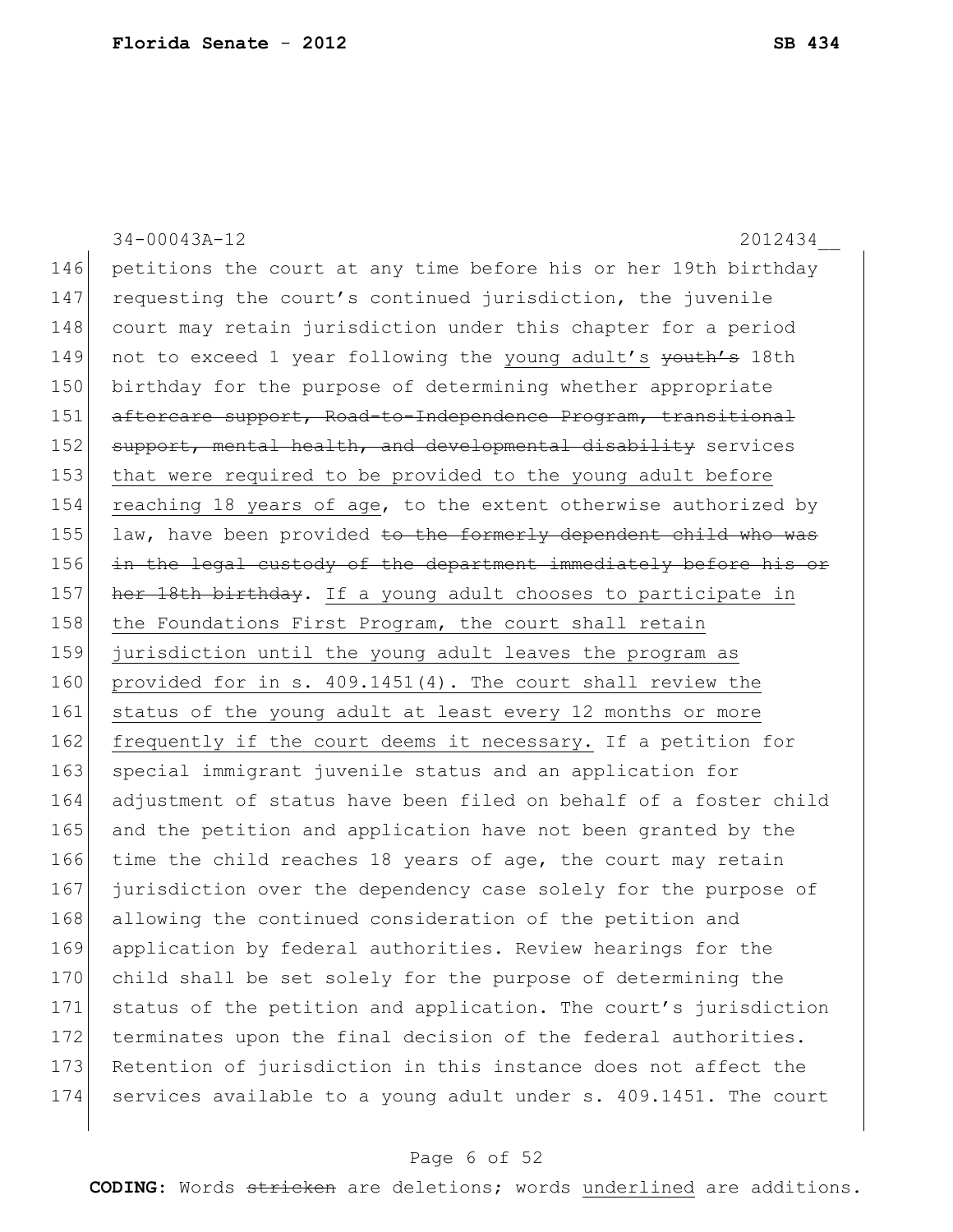34-00043A-12 2012434__

146 petitions the court at any time before his or her 19th birthday
147 requesting the court's continued jurisdiction, the juvenile
148 court may retain jurisdiction under this chapter for a period
149 not to exceed 1 year following the <u>young adult's</u> ~~youth's~~ 18th
150 birthday for the purpose of determining whether appropriate
151 ~~aftercare support, Road-to-Independence Program, transitional~~
152 ~~support, mental health, and developmental disability~~ services
153 <u>that were required to be provided to the young adult before</u>
154 <u>reaching 18 years of age</u>, to the extent otherwise authorized by
155 law, have been provided ~~to the formerly dependent child who was~~
156 ~~in the legal custody of the department immediately before his or~~
157 ~~her 18th birthday~~. <u>If a young adult chooses to participate in</u>
158 <u>the Foundations First Program, the court shall retain</u>
159 <u>jurisdiction until the young adult leaves the program as</u>
160 <u>provided for in s. 409.1451(4). The court shall review the</u>
161 <u>status of the young adult at least every 12 months or more</u>
162 <u>frequently if the court deems it necessary.</u> If a petition for
163 special immigrant juvenile status and an application for
164 adjustment of status have been filed on behalf of a foster child
165 and the petition and application have not been granted by the
166 time the child reaches 18 years of age, the court may retain
167 jurisdiction over the dependency case solely for the purpose of
168 allowing the continued consideration of the petition and
169 application by federal authorities. Review hearings for the
170 child shall be set solely for the purpose of determining the
171 status of the petition and application. The court's jurisdiction
172 terminates upon the final decision of the federal authorities.
173 Retention of jurisdiction in this instance does not affect the
174 services available to a young adult under s. 409.1451. The court

**CODING:** Words ~~stricken~~ are deletions; words <u>underlined</u> are additions.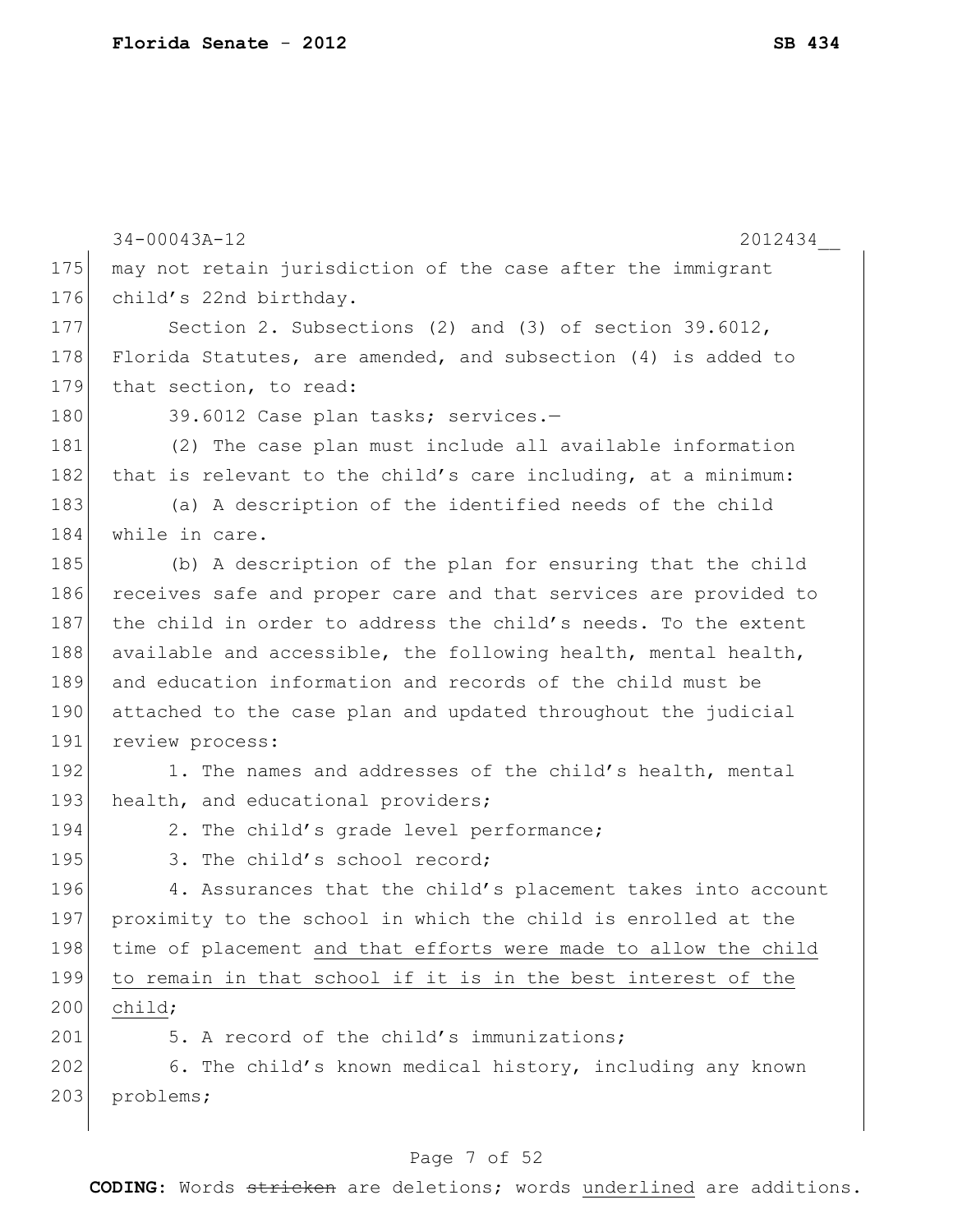may not retain jurisdiction of the case after the immigrant child's 22nd birthday.

Section 2. Subsections (2) and (3) of section 39.6012, Florida Statutes, are amended, and subsection (4) is added to that section, to read:

39.6012 Case plan tasks; services.—

(2) The case plan must include all available information that is relevant to the child's care including, at a minimum:

(a) A description of the identified needs of the child while in care.

(b) A description of the plan for ensuring that the child receives safe and proper care and that services are provided to the child in order to address the child's needs. To the extent available and accessible, the following health, mental health, and education information and records of the child must be attached to the case plan and updated throughout the judicial review process:

1. The names and addresses of the child's health, mental health, and educational providers;

2. The child's grade level performance;

3. The child's school record;

4. Assurances that the child's placement takes into account proximity to the school in which the child is enrolled at the time of placement <u>and that efforts were made to allow the child to remain in that school if it is in the best interest of the child</u>;

5. A record of the child's immunizations;

6. The child's known medical history, including any known problems;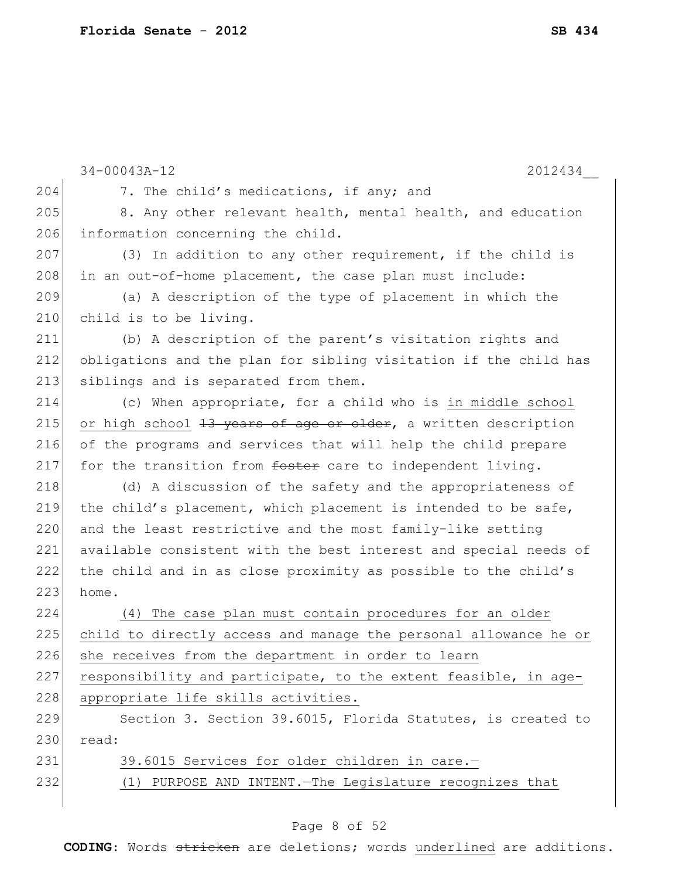7. The child's medications, if any; and

8. Any other relevant health, mental health, and education information concerning the child.

(3) In addition to any other requirement, if the child is in an out-of-home placement, the case plan must include:

(a) A description of the type of placement in which the child is to be living.

(b) A description of the parent's visitation rights and obligations and the plan for sibling visitation if the child has siblings and is separated from them.

(c) When appropriate, for a child who is <u>in middle school or high school</u> ~~13 years of age or older~~, a written description of the programs and services that will help the child prepare for the transition from ~~foster~~ care to independent living.

(d) A discussion of the safety and the appropriateness of the child's placement, which placement is intended to be safe, and the least restrictive and the most family-like setting available consistent with the best interest and special needs of the child and in as close proximity as possible to the child's home.

<u>(4) The case plan must contain procedures for an older child to directly access and manage the personal allowance he or she receives from the department in order to learn responsibility and participate, to the extent feasible, in age-appropriate life skills activities.</u>

Section 3. Section 39.6015, Florida Statutes, is created to read:

<u>39.6015 Services for older children in care.—</u>

<u>(1) PURPOSE AND INTENT.—The Legislature recognizes that</u>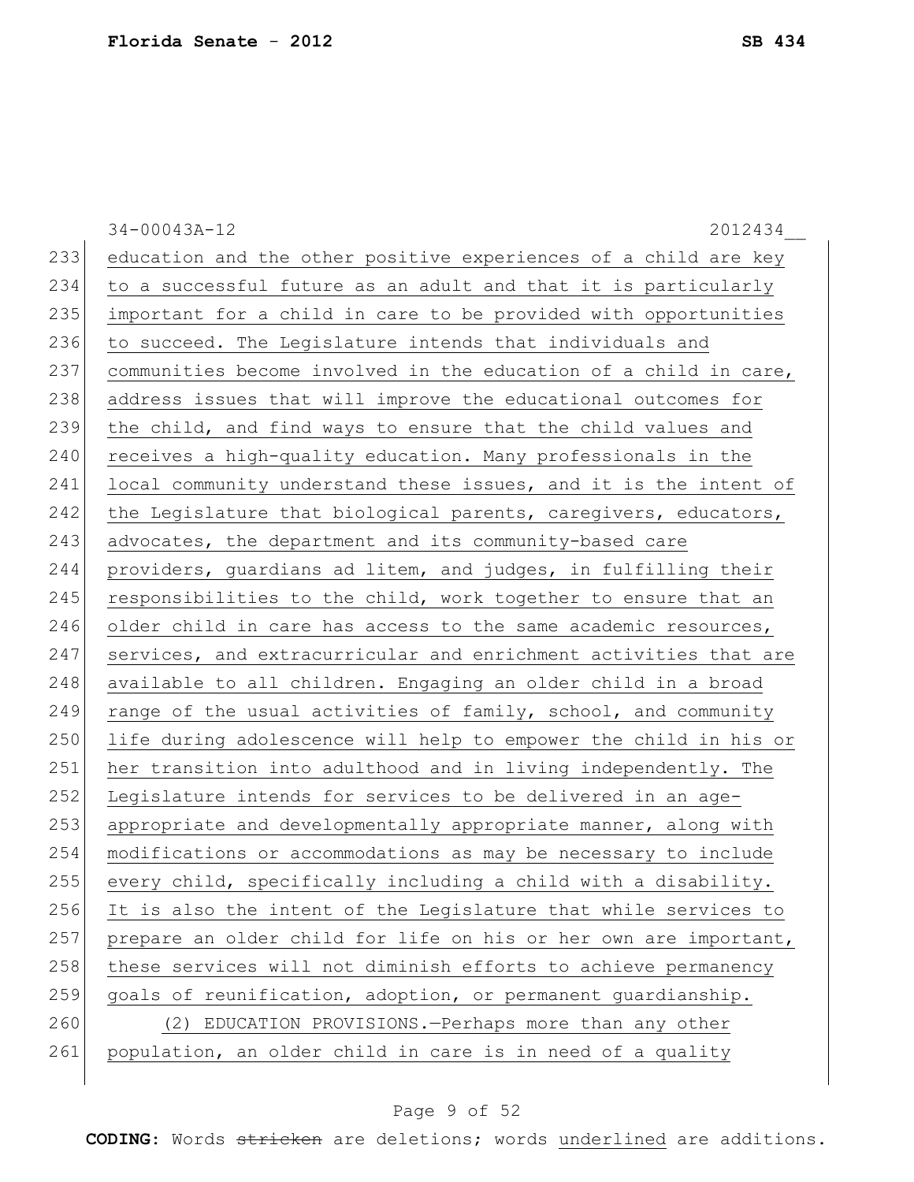education and the other positive experiences of a child are key to a successful future as an adult and that it is particularly important for a child in care to be provided with opportunities to succeed. The Legislature intends that individuals and communities become involved in the education of a child in care, address issues that will improve the educational outcomes for the child, and find ways to ensure that the child values and receives a high-quality education. Many professionals in the local community understand these issues, and it is the intent of the Legislature that biological parents, caregivers, educators, advocates, the department and its community-based care providers, guardians ad litem, and judges, in fulfilling their responsibilities to the child, work together to ensure that an older child in care has access to the same academic resources, services, and extracurricular and enrichment activities that are available to all children. Engaging an older child in a broad range of the usual activities of family, school, and community life during adolescence will help to empower the child in his or her transition into adulthood and in living independently. The Legislature intends for services to be delivered in an age-appropriate and developmentally appropriate manner, along with modifications or accommodations as may be necessary to include every child, specifically including a child with a disability. It is also the intent of the Legislature that while services to prepare an older child for life on his or her own are important, these services will not diminish efforts to achieve permanency goals of reunification, adoption, or permanent guardianship.

(2) EDUCATION PROVISIONS.—Perhaps more than any other population, an older child in care is in need of a quality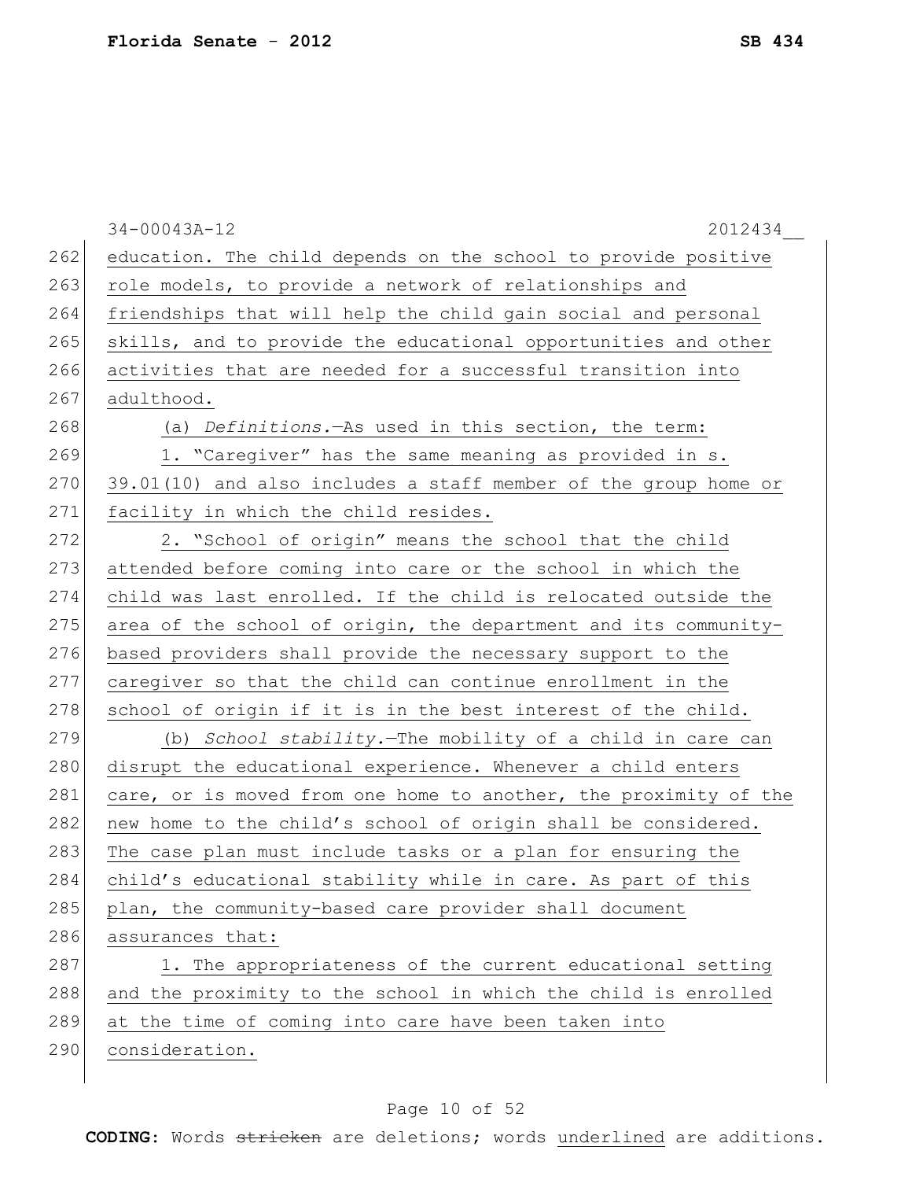education. The child depends on the school to provide positive role models, to provide a network of relationships and friendships that will help the child gain social and personal skills, and to provide the educational opportunities and other activities that are needed for a successful transition into adulthood.

(a) *Definitions.*—As used in this section, the term:

1. "Caregiver" has the same meaning as provided in s. 39.01(10) and also includes a staff member of the group home or facility in which the child resides.

2. "School of origin" means the school that the child attended before coming into care or the school in which the child was last enrolled. If the child is relocated outside the area of the school of origin, the department and its community-based providers shall provide the necessary support to the caregiver so that the child can continue enrollment in the school of origin if it is in the best interest of the child.

(b) *School stability.*—The mobility of a child in care can disrupt the educational experience. Whenever a child enters care, or is moved from one home to another, the proximity of the new home to the child's school of origin shall be considered. The case plan must include tasks or a plan for ensuring the child's educational stability while in care. As part of this plan, the community-based care provider shall document assurances that:

1. The appropriateness of the current educational setting and the proximity to the school in which the child is enrolled at the time of coming into care have been taken into consideration.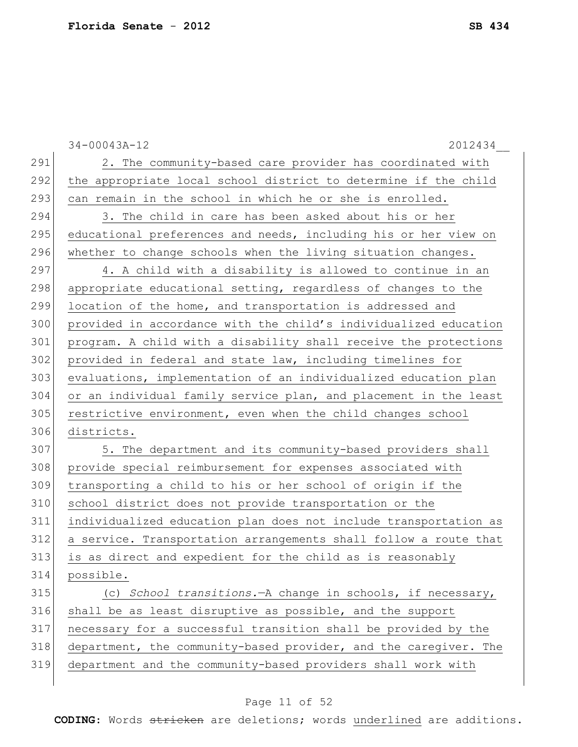2. The community-based care provider has coordinated with the appropriate local school district to determine if the child can remain in the school in which he or she is enrolled.

3. The child in care has been asked about his or her educational preferences and needs, including his or her view on whether to change schools when the living situation changes.

4. A child with a disability is allowed to continue in an appropriate educational setting, regardless of changes to the location of the home, and transportation is addressed and provided in accordance with the child's individualized education program. A child with a disability shall receive the protections provided in federal and state law, including timelines for evaluations, implementation of an individualized education plan or an individual family service plan, and placement in the least restrictive environment, even when the child changes school districts.

5. The department and its community-based providers shall provide special reimbursement for expenses associated with transporting a child to his or her school of origin if the school district does not provide transportation or the individualized education plan does not include transportation as a service. Transportation arrangements shall follow a route that is as direct and expedient for the child as is reasonably possible.

(c) *School transitions.*—A change in schools, if necessary, shall be as least disruptive as possible, and the support necessary for a successful transition shall be provided by the department, the community-based provider, and the caregiver. The department and the community-based providers shall work with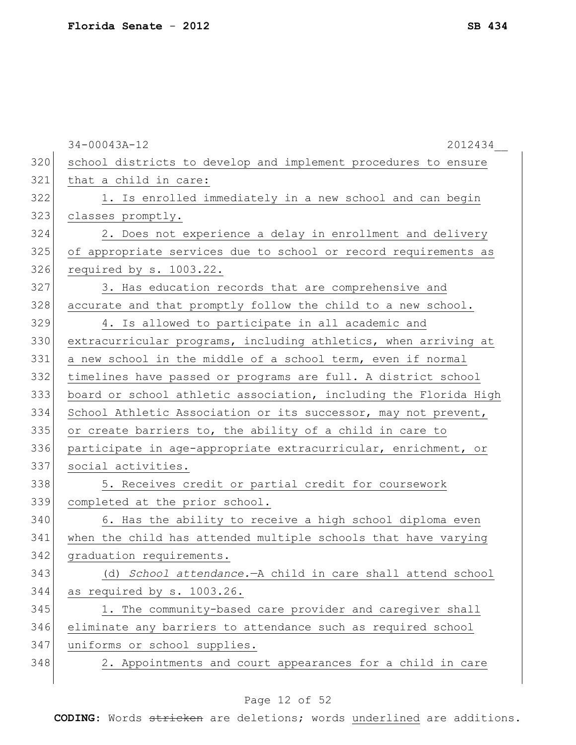school districts to develop and implement procedures to ensure that a child in care:

1. Is enrolled immediately in a new school and can begin classes promptly.

2. Does not experience a delay in enrollment and delivery of appropriate services due to school or record requirements as required by s. 1003.22.

3. Has education records that are comprehensive and accurate and that promptly follow the child to a new school.

4. Is allowed to participate in all academic and extracurricular programs, including athletics, when arriving at a new school in the middle of a school term, even if normal timelines have passed or programs are full. A district school board or school athletic association, including the Florida High School Athletic Association or its successor, may not prevent, or create barriers to, the ability of a child in care to participate in age-appropriate extracurricular, enrichment, or social activities.

5. Receives credit or partial credit for coursework completed at the prior school.

6. Has the ability to receive a high school diploma even when the child has attended multiple schools that have varying graduation requirements.

(d) *School attendance.*—A child in care shall attend school as required by s. 1003.26.

1. The community-based care provider and caregiver shall eliminate any barriers to attendance such as required school uniforms or school supplies.

2. Appointments and court appearances for a child in care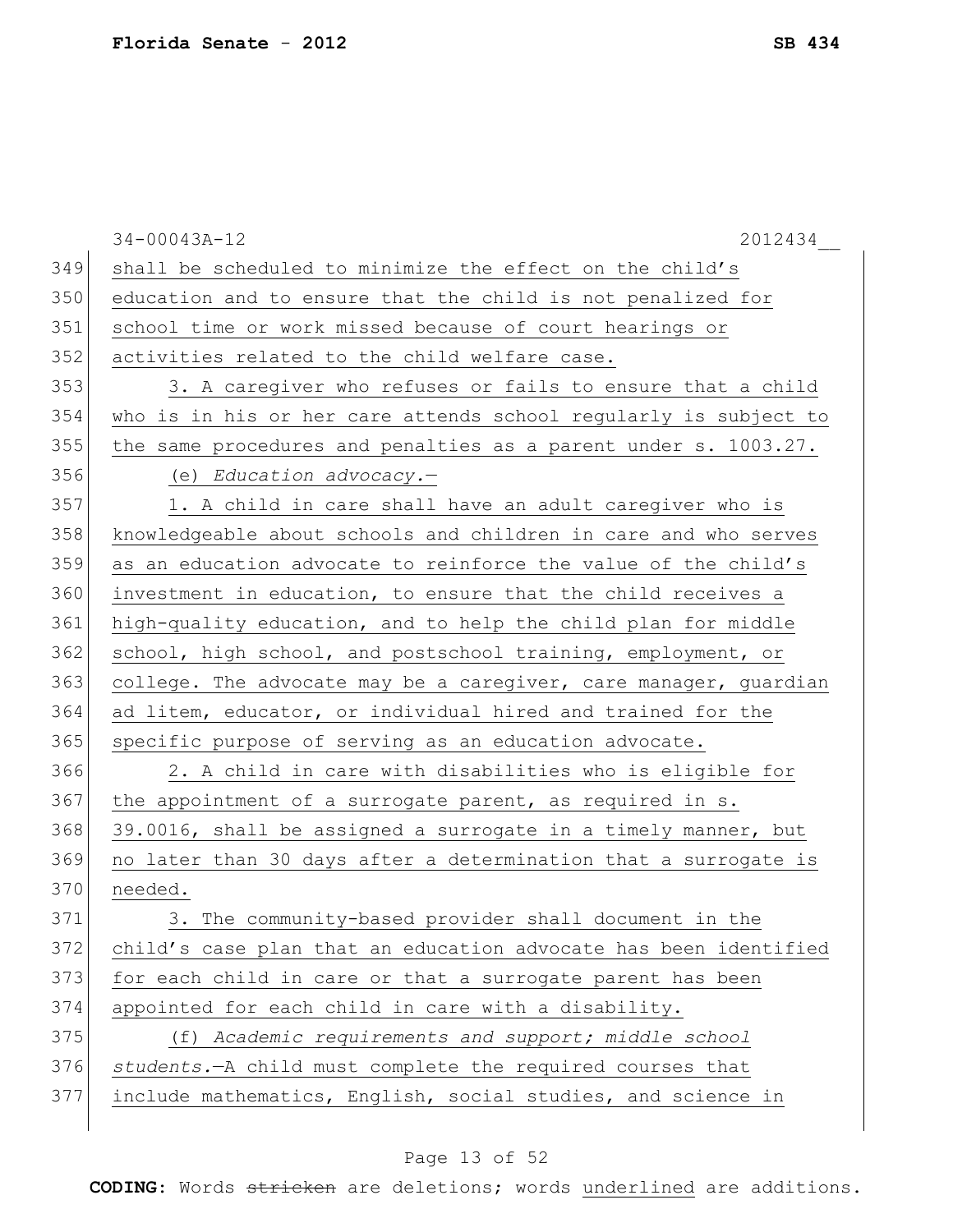shall be scheduled to minimize the effect on the child's education and to ensure that the child is not penalized for school time or work missed because of court hearings or activities related to the child welfare case.

3. A caregiver who refuses or fails to ensure that a child who is in his or her care attends school regularly is subject to the same procedures and penalties as a parent under s. 1003.27.

(e) *Education advocacy.*—

1. A child in care shall have an adult caregiver who is knowledgeable about schools and children in care and who serves as an education advocate to reinforce the value of the child's investment in education, to ensure that the child receives a high-quality education, and to help the child plan for middle school, high school, and postschool training, employment, or college. The advocate may be a caregiver, care manager, guardian ad litem, educator, or individual hired and trained for the specific purpose of serving as an education advocate.

2. A child in care with disabilities who is eligible for the appointment of a surrogate parent, as required in s. 39.0016, shall be assigned a surrogate in a timely manner, but no later than 30 days after a determination that a surrogate is needed.

3. The community-based provider shall document in the child's case plan that an education advocate has been identified for each child in care or that a surrogate parent has been appointed for each child in care with a disability.

(f) *Academic requirements and support; middle school students.*—A child must complete the required courses that include mathematics, English, social studies, and science in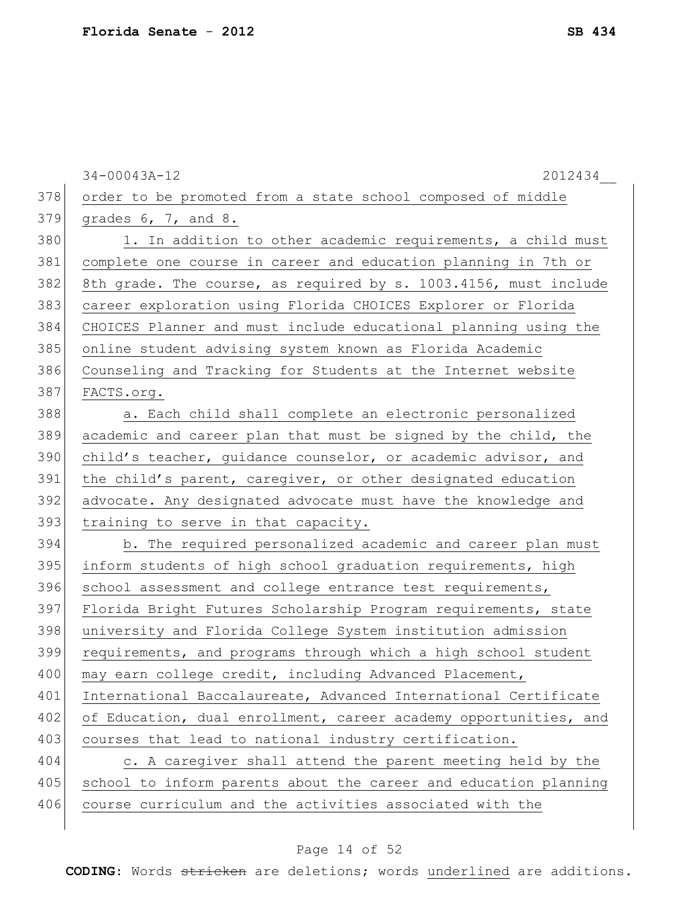order to be promoted from a state school composed of middle grades 6, 7, and 8.

1. In addition to other academic requirements, a child must complete one course in career and education planning in 7th or 8th grade. The course, as required by s. 1003.4156, must include career exploration using Florida CHOICES Explorer or Florida CHOICES Planner and must include educational planning using the online student advising system known as Florida Academic Counseling and Tracking for Students at the Internet website FACTS.org.

a. Each child shall complete an electronic personalized academic and career plan that must be signed by the child, the child's teacher, guidance counselor, or academic advisor, and the child's parent, caregiver, or other designated education advocate. Any designated advocate must have the knowledge and training to serve in that capacity.

b. The required personalized academic and career plan must inform students of high school graduation requirements, high school assessment and college entrance test requirements, Florida Bright Futures Scholarship Program requirements, state university and Florida College System institution admission requirements, and programs through which a high school student may earn college credit, including Advanced Placement, International Baccalaureate, Advanced International Certificate of Education, dual enrollment, career academy opportunities, and courses that lead to national industry certification.

c. A caregiver shall attend the parent meeting held by the school to inform parents about the career and education planning course curriculum and the activities associated with the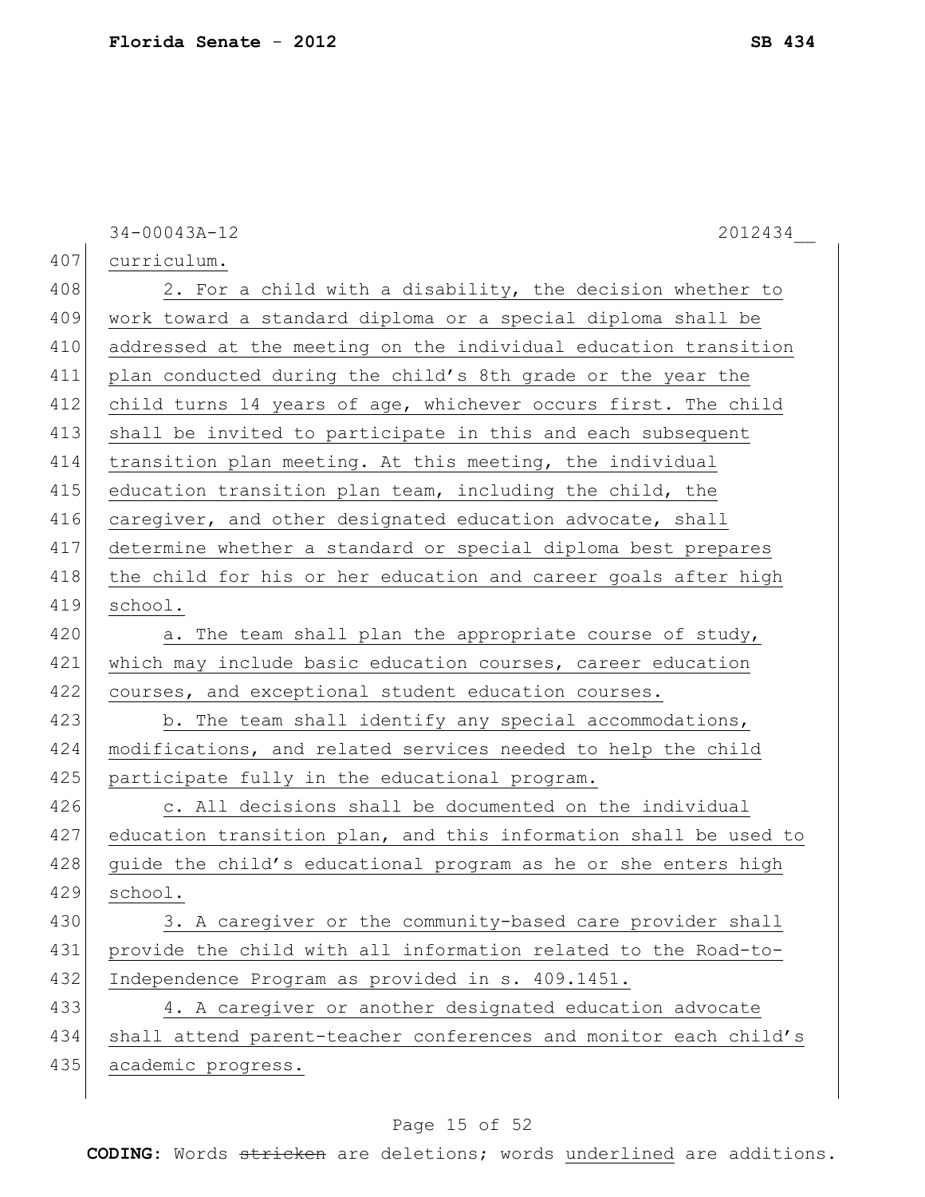curriculum.

2. For a child with a disability, the decision whether to work toward a standard diploma or a special diploma shall be addressed at the meeting on the individual education transition plan conducted during the child's 8th grade or the year the child turns 14 years of age, whichever occurs first. The child shall be invited to participate in this and each subsequent transition plan meeting. At this meeting, the individual education transition plan team, including the child, the caregiver, and other designated education advocate, shall determine whether a standard or special diploma best prepares the child for his or her education and career goals after high school.

a. The team shall plan the appropriate course of study, which may include basic education courses, career education courses, and exceptional student education courses.

b. The team shall identify any special accommodations, modifications, and related services needed to help the child participate fully in the educational program.

c. All decisions shall be documented on the individual education transition plan, and this information shall be used to guide the child's educational program as he or she enters high school.

3. A caregiver or the community-based care provider shall provide the child with all information related to the Road-to-Independence Program as provided in s. 409.1451.

4. A caregiver or another designated education advocate shall attend parent-teacher conferences and monitor each child's academic progress.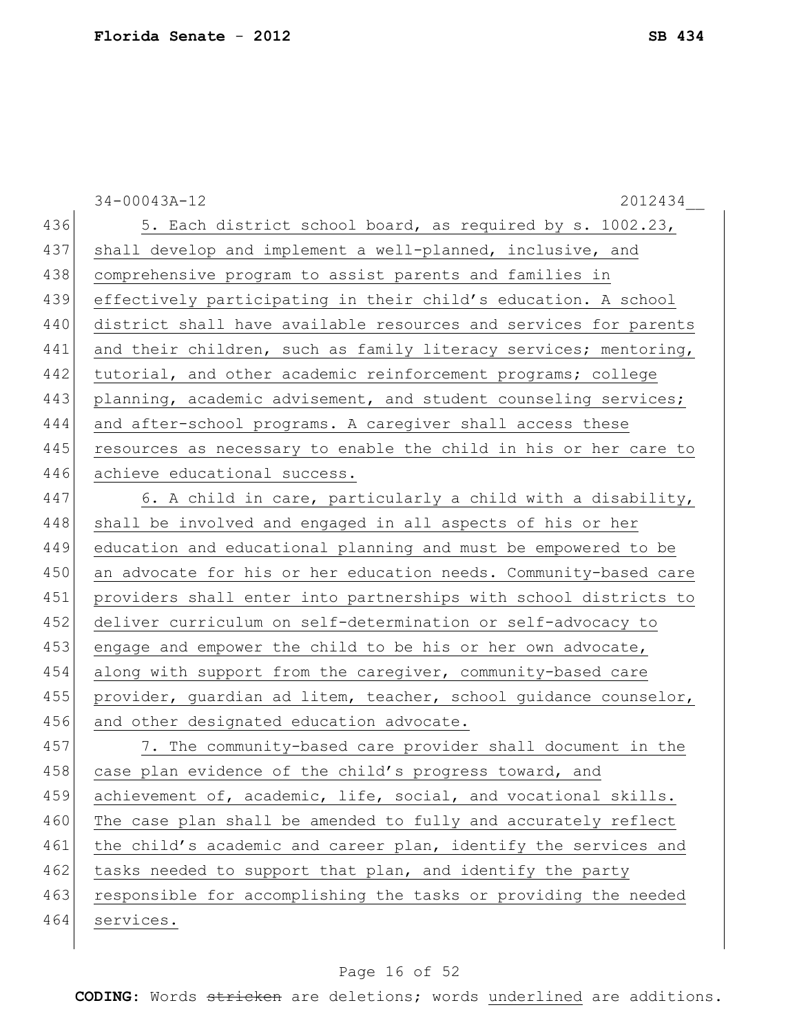5. Each district school board, as required by s. 1002.23, shall develop and implement a well-planned, inclusive, and comprehensive program to assist parents and families in effectively participating in their child's education. A school district shall have available resources and services for parents and their children, such as family literacy services; mentoring, tutorial, and other academic reinforcement programs; college planning, academic advisement, and student counseling services; and after-school programs. A caregiver shall access these resources as necessary to enable the child in his or her care to achieve educational success.

6. A child in care, particularly a child with a disability, shall be involved and engaged in all aspects of his or her education and educational planning and must be empowered to be an advocate for his or her education needs. Community-based care providers shall enter into partnerships with school districts to deliver curriculum on self-determination or self-advocacy to engage and empower the child to be his or her own advocate, along with support from the caregiver, community-based care provider, guardian ad litem, teacher, school guidance counselor, and other designated education advocate.

7. The community-based care provider shall document in the case plan evidence of the child's progress toward, and achievement of, academic, life, social, and vocational skills. The case plan shall be amended to fully and accurately reflect the child's academic and career plan, identify the services and tasks needed to support that plan, and identify the party responsible for accomplishing the tasks or providing the needed services.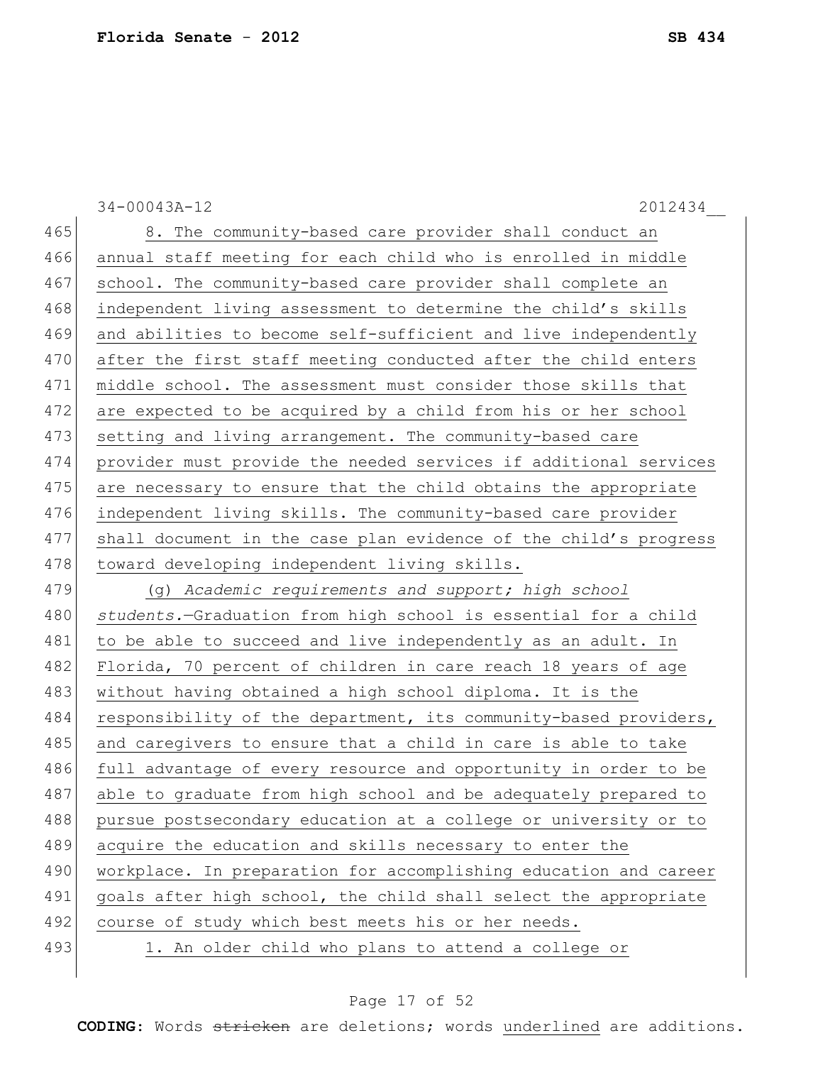8. The community-based care provider shall conduct an annual staff meeting for each child who is enrolled in middle school. The community-based care provider shall complete an independent living assessment to determine the child's skills and abilities to become self-sufficient and live independently after the first staff meeting conducted after the child enters middle school. The assessment must consider those skills that are expected to be acquired by a child from his or her school setting and living arrangement. The community-based care provider must provide the needed services if additional services are necessary to ensure that the child obtains the appropriate independent living skills. The community-based care provider shall document in the case plan evidence of the child's progress toward developing independent living skills.

(g) *Academic requirements and support; high school students.*—Graduation from high school is essential for a child to be able to succeed and live independently as an adult. In Florida, 70 percent of children in care reach 18 years of age without having obtained a high school diploma. It is the responsibility of the department, its community-based providers, and caregivers to ensure that a child in care is able to take full advantage of every resource and opportunity in order to be able to graduate from high school and be adequately prepared to pursue postsecondary education at a college or university or to acquire the education and skills necessary to enter the workplace. In preparation for accomplishing education and career goals after high school, the child shall select the appropriate course of study which best meets his or her needs.

1. An older child who plans to attend a college or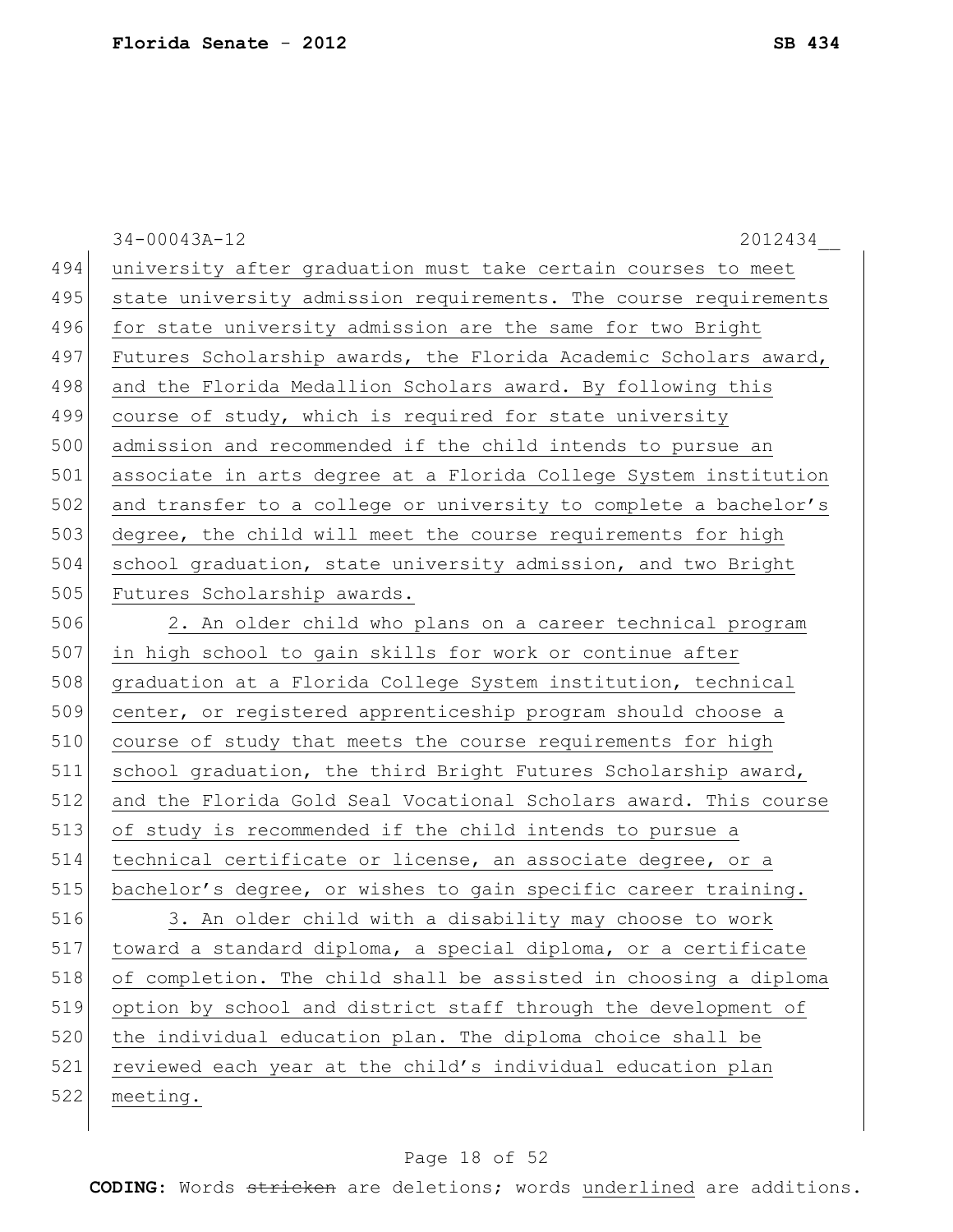university after graduation must take certain courses to meet state university admission requirements. The course requirements for state university admission are the same for two Bright Futures Scholarship awards, the Florida Academic Scholars award, and the Florida Medallion Scholars award. By following this course of study, which is required for state university admission and recommended if the child intends to pursue an associate in arts degree at a Florida College System institution and transfer to a college or university to complete a bachelor's degree, the child will meet the course requirements for high school graduation, state university admission, and two Bright Futures Scholarship awards.

2. An older child who plans on a career technical program in high school to gain skills for work or continue after graduation at a Florida College System institution, technical center, or registered apprenticeship program should choose a course of study that meets the course requirements for high school graduation, the third Bright Futures Scholarship award, and the Florida Gold Seal Vocational Scholars award. This course of study is recommended if the child intends to pursue a technical certificate or license, an associate degree, or a bachelor's degree, or wishes to gain specific career training.

3. An older child with a disability may choose to work toward a standard diploma, a special diploma, or a certificate of completion. The child shall be assisted in choosing a diploma option by school and district staff through the development of the individual education plan. The diploma choice shall be reviewed each year at the child's individual education plan meeting.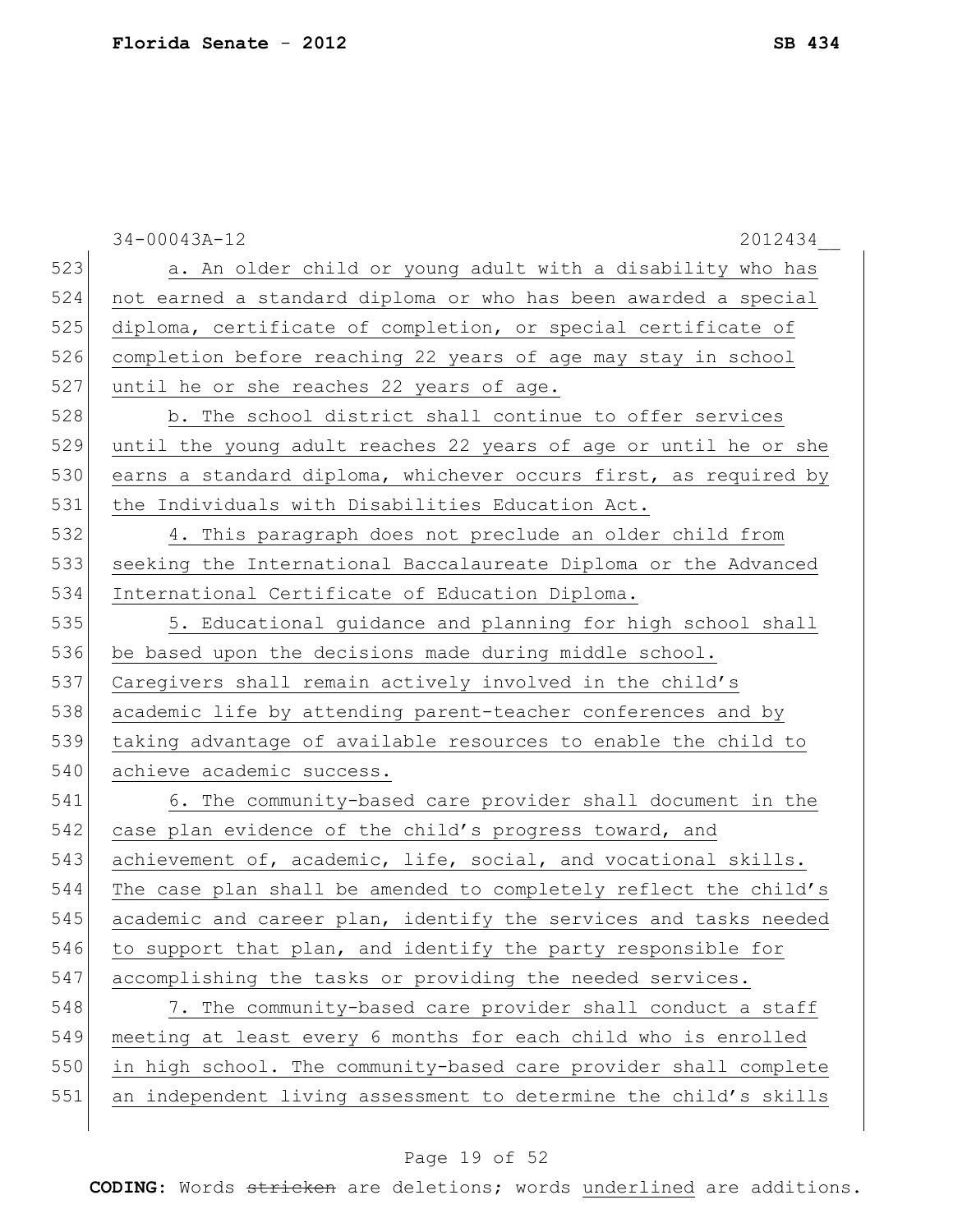a. An older child or young adult with a disability who has not earned a standard diploma or who has been awarded a special diploma, certificate of completion, or special certificate of completion before reaching 22 years of age may stay in school until he or she reaches 22 years of age.

b. The school district shall continue to offer services until the young adult reaches 22 years of age or until he or she earns a standard diploma, whichever occurs first, as required by the Individuals with Disabilities Education Act.

4. This paragraph does not preclude an older child from seeking the International Baccalaureate Diploma or the Advanced International Certificate of Education Diploma.

5. Educational guidance and planning for high school shall be based upon the decisions made during middle school. Caregivers shall remain actively involved in the child's academic life by attending parent-teacher conferences and by taking advantage of available resources to enable the child to achieve academic success.

6. The community-based care provider shall document in the case plan evidence of the child's progress toward, and achievement of, academic, life, social, and vocational skills. The case plan shall be amended to completely reflect the child's academic and career plan, identify the services and tasks needed to support that plan, and identify the party responsible for accomplishing the tasks or providing the needed services.

7. The community-based care provider shall conduct a staff meeting at least every 6 months for each child who is enrolled in high school. The community-based care provider shall complete an independent living assessment to determine the child's skills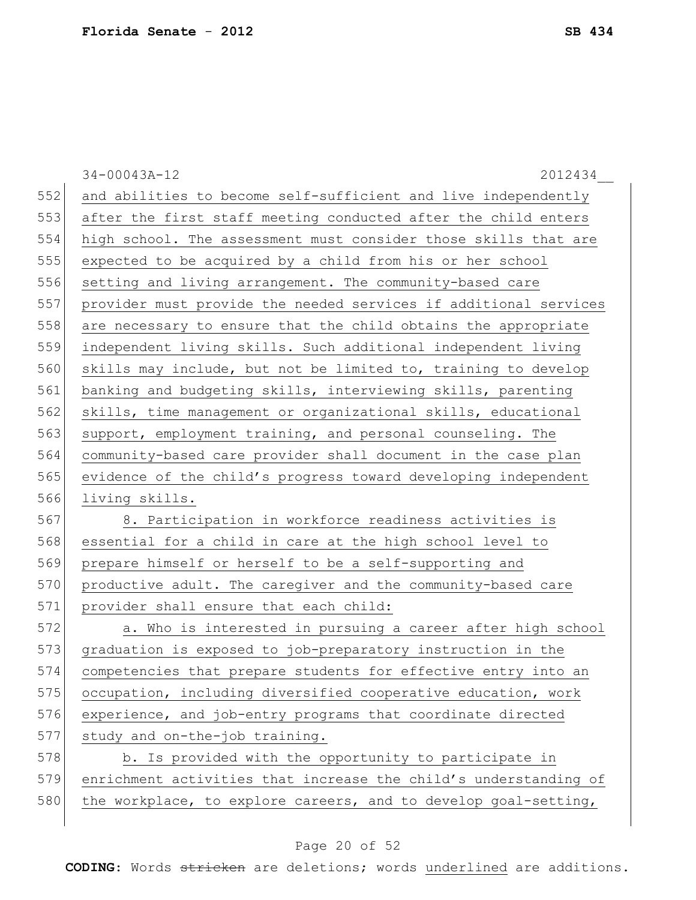and abilities to become self-sufficient and live independently after the first staff meeting conducted after the child enters high school. The assessment must consider those skills that are expected to be acquired by a child from his or her school setting and living arrangement. The community-based care provider must provide the needed services if additional services are necessary to ensure that the child obtains the appropriate independent living skills. Such additional independent living skills may include, but not be limited to, training to develop banking and budgeting skills, interviewing skills, parenting skills, time management or organizational skills, educational support, employment training, and personal counseling. The community-based care provider shall document in the case plan evidence of the child's progress toward developing independent living skills.

8. Participation in workforce readiness activities is essential for a child in care at the high school level to prepare himself or herself to be a self-supporting and productive adult. The caregiver and the community-based care provider shall ensure that each child:

a. Who is interested in pursuing a career after high school graduation is exposed to job-preparatory instruction in the competencies that prepare students for effective entry into an occupation, including diversified cooperative education, work experience, and job-entry programs that coordinate directed study and on-the-job training.

b. Is provided with the opportunity to participate in enrichment activities that increase the child's understanding of the workplace, to explore careers, and to develop goal-setting,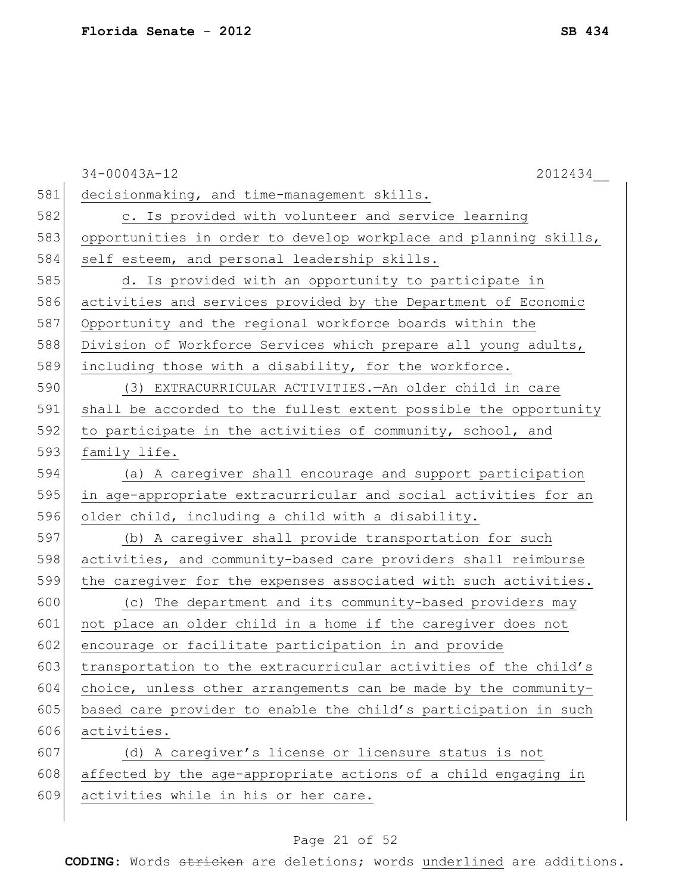decisionmaking, and time-management skills.

c. Is provided with volunteer and service learning opportunities in order to develop workplace and planning skills, self esteem, and personal leadership skills.

d. Is provided with an opportunity to participate in activities and services provided by the Department of Economic Opportunity and the regional workforce boards within the Division of Workforce Services which prepare all young adults, including those with a disability, for the workforce.

(3) EXTRACURRICULAR ACTIVITIES.—An older child in care shall be accorded to the fullest extent possible the opportunity to participate in the activities of community, school, and family life.

(a) A caregiver shall encourage and support participation in age-appropriate extracurricular and social activities for an older child, including a child with a disability.

(b) A caregiver shall provide transportation for such activities, and community-based care providers shall reimburse the caregiver for the expenses associated with such activities.

(c) The department and its community-based providers may not place an older child in a home if the caregiver does not encourage or facilitate participation in and provide transportation to the extracurricular activities of the child's choice, unless other arrangements can be made by the community-based care provider to enable the child's participation in such activities.

(d) A caregiver's license or licensure status is not affected by the age-appropriate actions of a child engaging in activities while in his or her care.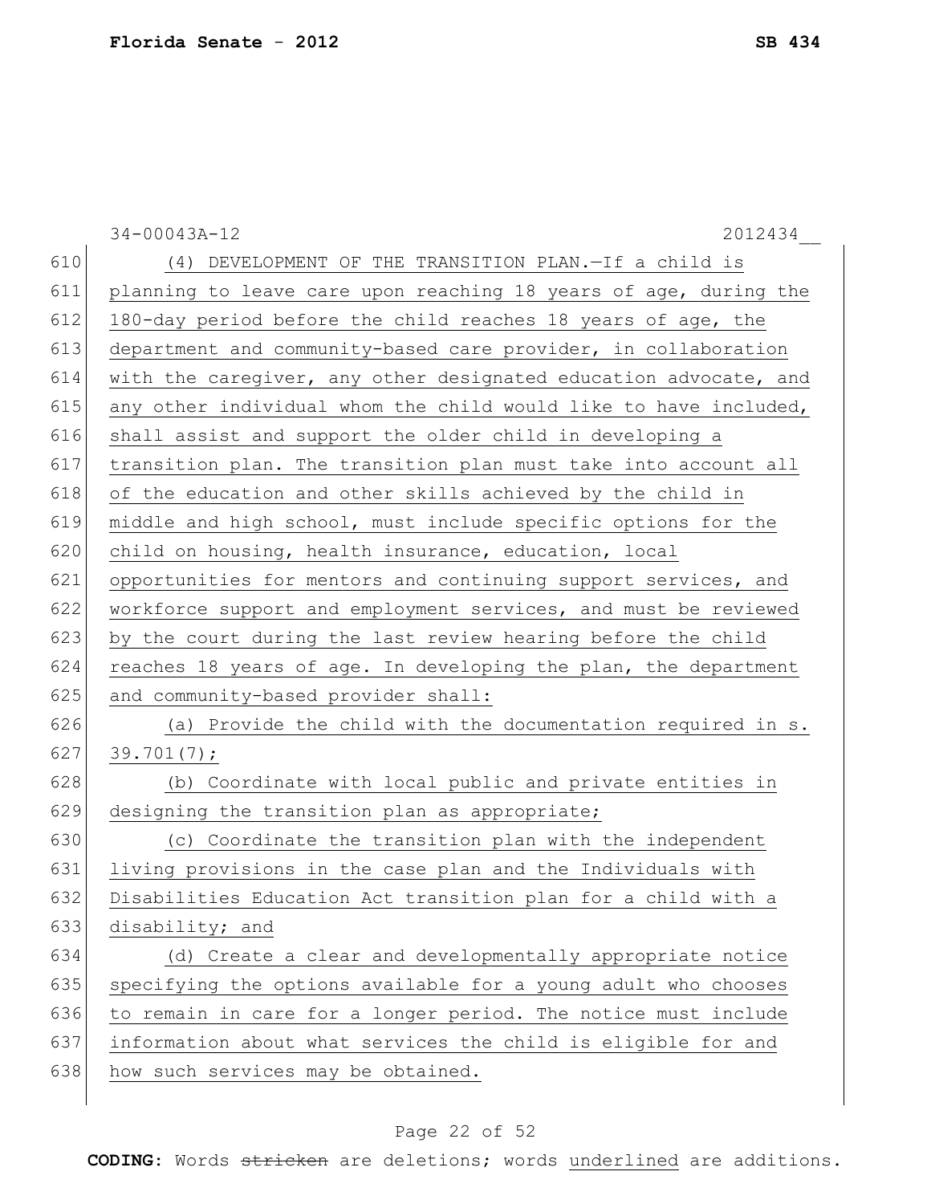(4) DEVELOPMENT OF THE TRANSITION PLAN.—If a child is planning to leave care upon reaching 18 years of age, during the 180-day period before the child reaches 18 years of age, the department and community-based care provider, in collaboration with the caregiver, any other designated education advocate, and any other individual whom the child would like to have included, shall assist and support the older child in developing a transition plan. The transition plan must take into account all of the education and other skills achieved by the child in middle and high school, must include specific options for the child on housing, health insurance, education, local opportunities for mentors and continuing support services, and workforce support and employment services, and must be reviewed by the court during the last review hearing before the child reaches 18 years of age. In developing the plan, the department and community-based provider shall:

(a) Provide the child with the documentation required in s. 39.701(7);

(b) Coordinate with local public and private entities in designing the transition plan as appropriate;

(c) Coordinate the transition plan with the independent living provisions in the case plan and the Individuals with Disabilities Education Act transition plan for a child with a disability; and

(d) Create a clear and developmentally appropriate notice specifying the options available for a young adult who chooses to remain in care for a longer period. The notice must include information about what services the child is eligible for and how such services may be obtained.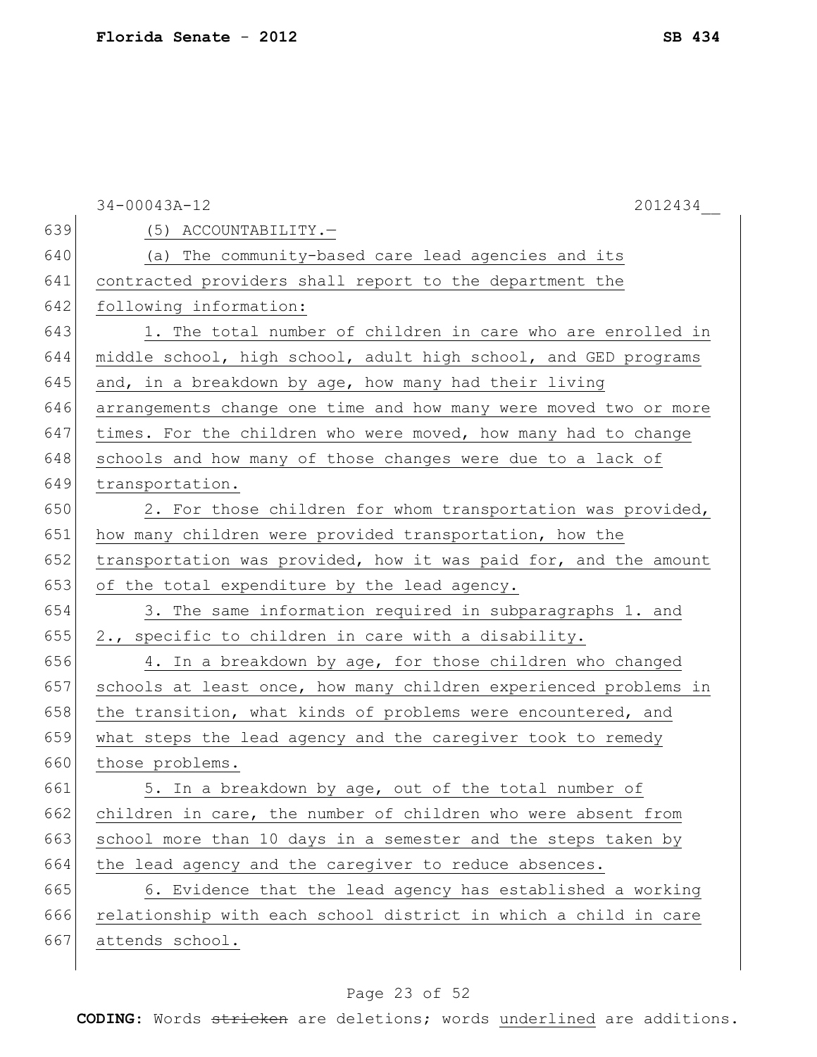(5) ACCOUNTABILITY.—

(a) The community-based care lead agencies and its contracted providers shall report to the department the following information:

1. The total number of children in care who are enrolled in middle school, high school, adult high school, and GED programs and, in a breakdown by age, how many had their living arrangements change one time and how many were moved two or more times. For the children who were moved, how many had to change schools and how many of those changes were due to a lack of transportation.

2. For those children for whom transportation was provided, how many children were provided transportation, how the transportation was provided, how it was paid for, and the amount of the total expenditure by the lead agency.

3. The same information required in subparagraphs 1. and 2., specific to children in care with a disability.

4. In a breakdown by age, for those children who changed schools at least once, how many children experienced problems in the transition, what kinds of problems were encountered, and what steps the lead agency and the caregiver took to remedy those problems.

5. In a breakdown by age, out of the total number of children in care, the number of children who were absent from school more than 10 days in a semester and the steps taken by the lead agency and the caregiver to reduce absences.

6. Evidence that the lead agency has established a working relationship with each school district in which a child in care attends school.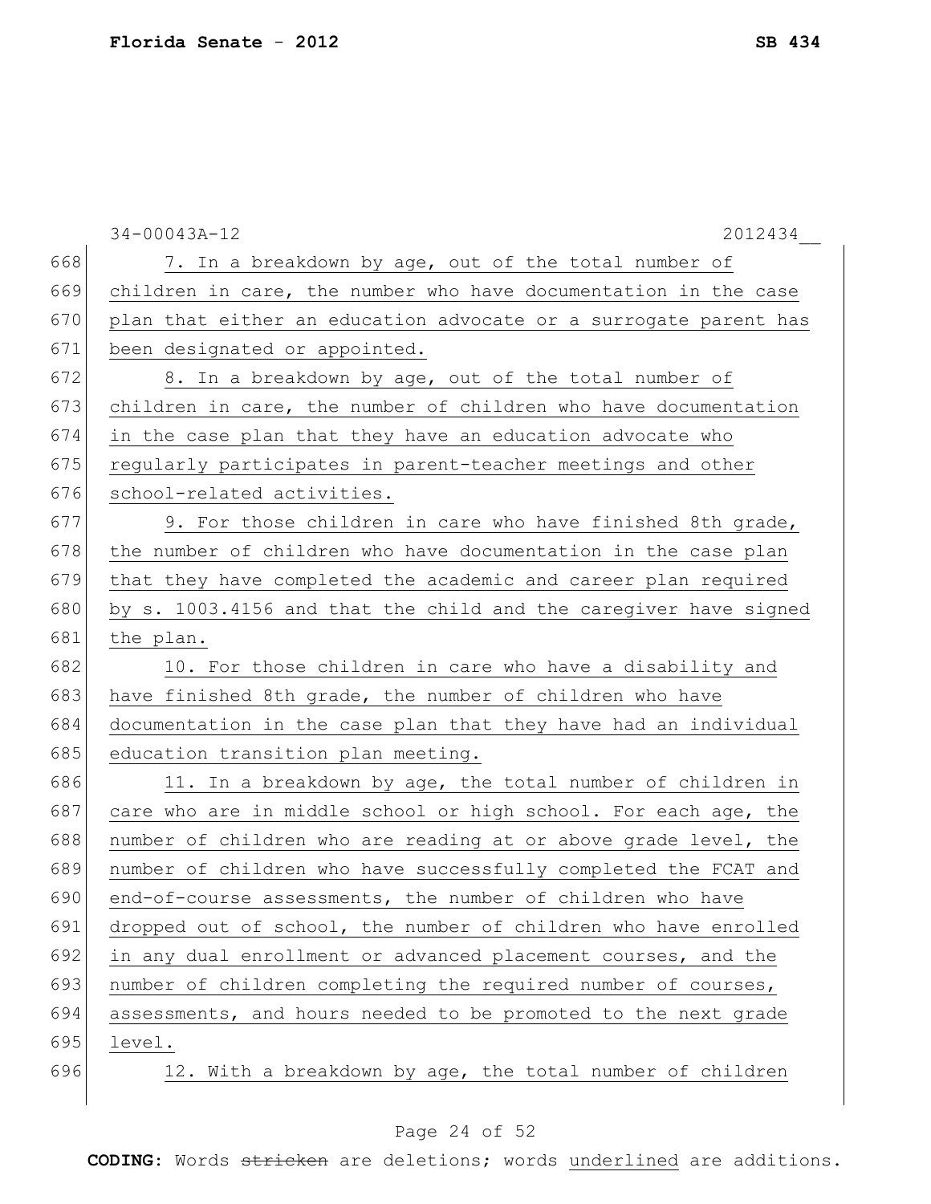7. In a breakdown by age, out of the total number of children in care, the number who have documentation in the case plan that either an education advocate or a surrogate parent has been designated or appointed.

8. In a breakdown by age, out of the total number of children in care, the number of children who have documentation in the case plan that they have an education advocate who regularly participates in parent-teacher meetings and other school-related activities.

9. For those children in care who have finished 8th grade, the number of children who have documentation in the case plan that they have completed the academic and career plan required by s. 1003.4156 and that the child and the caregiver have signed the plan.

10. For those children in care who have a disability and have finished 8th grade, the number of children who have documentation in the case plan that they have had an individual education transition plan meeting.

11. In a breakdown by age, the total number of children in care who are in middle school or high school. For each age, the number of children who are reading at or above grade level, the number of children who have successfully completed the FCAT and end-of-course assessments, the number of children who have dropped out of school, the number of children who have enrolled in any dual enrollment or advanced placement courses, and the number of children completing the required number of courses, assessments, and hours needed to be promoted to the next grade level.

12. With a breakdown by age, the total number of children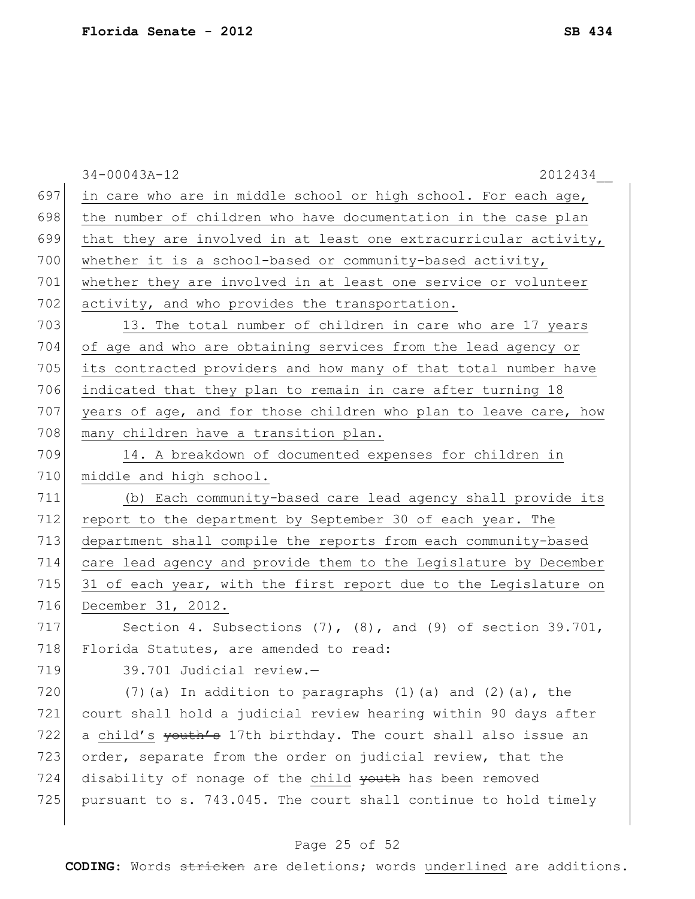in care who are in middle school or high school. For each age, the number of children who have documentation in the case plan that they are involved in at least one extracurricular activity, whether it is a school-based or community-based activity, whether they are involved in at least one service or volunteer activity, and who provides the transportation.

13. The total number of children in care who are 17 years of age and who are obtaining services from the lead agency or its contracted providers and how many of that total number have indicated that they plan to remain in care after turning 18 years of age, and for those children who plan to leave care, how many children have a transition plan.

14. A breakdown of documented expenses for children in middle and high school.

(b) Each community-based care lead agency shall provide its report to the department by September 30 of each year. The department shall compile the reports from each community-based care lead agency and provide them to the Legislature by December 31 of each year, with the first report due to the Legislature on December 31, 2012.

Section 4. Subsections (7), (8), and (9) of section 39.701, Florida Statutes, are amended to read:

39.701 Judicial review.—

(7)(a) In addition to paragraphs (1)(a) and (2)(a), the court shall hold a judicial review hearing within 90 days after a child's ~~youth's~~ 17th birthday. The court shall also issue an order, separate from the order on judicial review, that the disability of nonage of the child ~~youth~~ has been removed pursuant to s. 743.045. The court shall continue to hold timely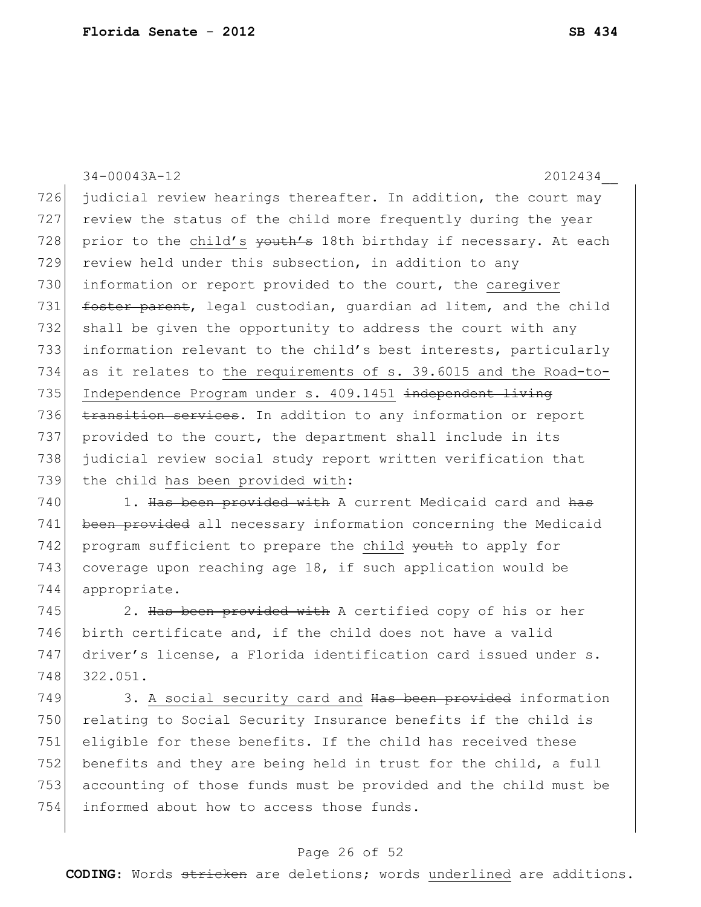judicial review hearings thereafter. In addition, the court may review the status of the child more frequently during the year prior to the <u>child's</u> ~~youth's~~ 18th birthday if necessary. At each review held under this subsection, in addition to any information or report provided to the court, the <u>caregiver</u> ~~foster parent~~, legal custodian, guardian ad litem, and the child shall be given the opportunity to address the court with any information relevant to the child's best interests, particularly as it relates to <u>the requirements of s. 39.6015 and the Road-to-Independence Program under s. 409.1451</u> ~~independent living transition services~~. In addition to any information or report provided to the court, the department shall include in its judicial review social study report written verification that the child <u>has been provided with</u>:

1. ~~Has been provided with~~ A current Medicaid card and ~~has been provided~~ all necessary information concerning the Medicaid program sufficient to prepare the <u>child</u> ~~youth~~ to apply for coverage upon reaching age 18, if such application would be appropriate.

2. ~~Has been provided with~~ A certified copy of his or her birth certificate and, if the child does not have a valid driver's license, a Florida identification card issued under s. 322.051.

3. <u>A social security card and</u> ~~Has been provided~~ information relating to Social Security Insurance benefits if the child is eligible for these benefits. If the child has received these benefits and they are being held in trust for the child, a full accounting of those funds must be provided and the child must be informed about how to access those funds.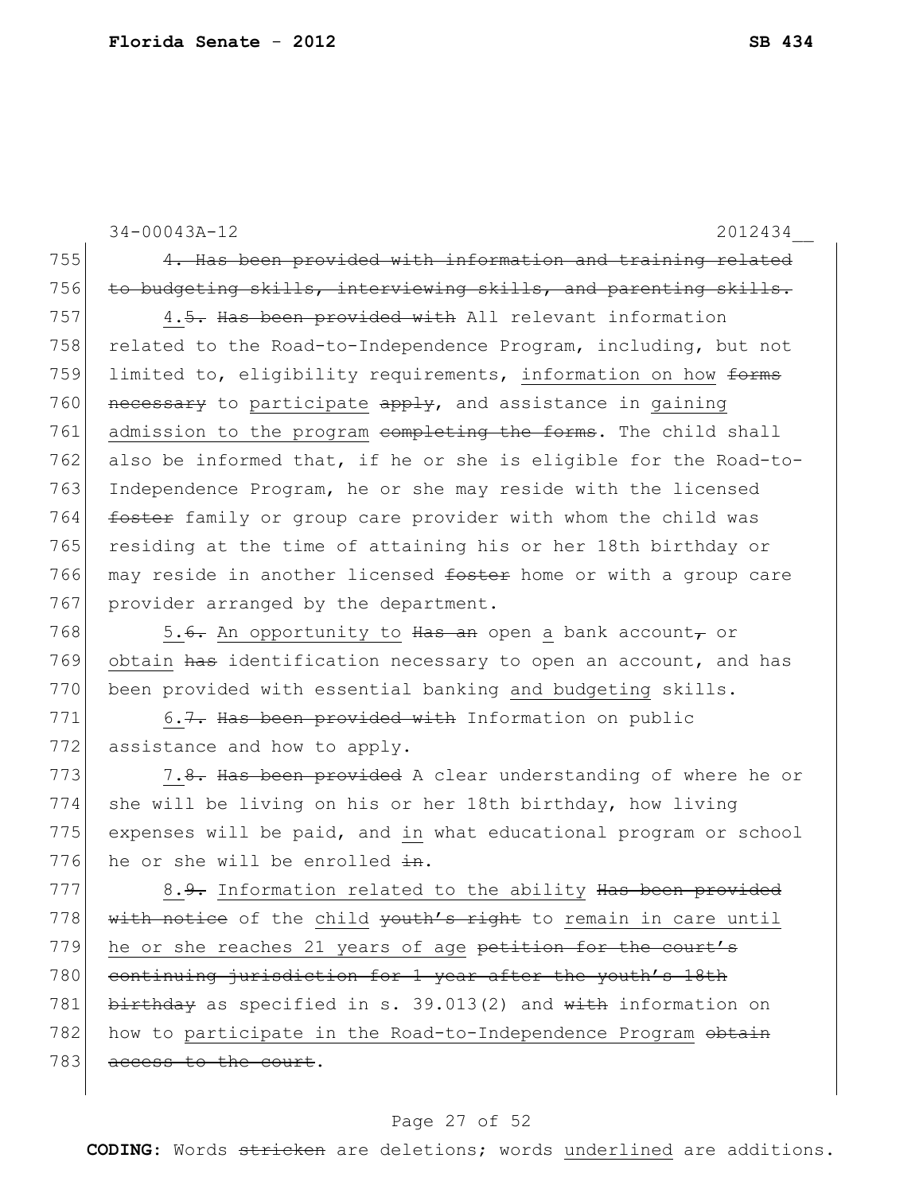34-00043A-12 2012434__

755 ~~4. Has been provided with information and training related~~
756 ~~to budgeting skills, interviewing skills, and parenting skills.~~
757 4.~~5.~~ ~~Has been provided with~~ All relevant information
758 related to the Road-to-Independence Program, including, but not
759 limited to, eligibility requirements, information on how ~~forms~~
760 ~~necessary~~ to participate ~~apply~~, and assistance in gaining
761 admission to the program ~~completing the forms~~. The child shall
762 also be informed that, if he or she is eligible for the Road-to-
763 Independence Program, he or she may reside with the licensed
764 ~~foster~~ family or group care provider with whom the child was
765 residing at the time of attaining his or her 18th birthday or
766 may reside in another licensed ~~foster~~ home or with a group care
767 provider arranged by the department.
768 5.~~6.~~ An opportunity to ~~Has an~~ open a bank account~~,~~ or
769 obtain ~~has~~ identification necessary to open an account, and has
770 been provided with essential banking and budgeting skills.
771 6.~~7.~~ ~~Has been provided with~~ Information on public
772 assistance and how to apply.
773 7.~~8.~~ ~~Has been provided~~ A clear understanding of where he or
774 she will be living on his or her 18th birthday, how living
775 expenses will be paid, and in what educational program or school
776 he or she will be enrolled ~~in~~.
777 8.~~9.~~ Information related to the ability ~~Has been provided~~
778 ~~with notice~~ of the child ~~youth's right~~ to remain in care until
779 he or she reaches 21 years of age ~~petition for the court's~~
780 ~~continuing jurisdiction for 1 year after the youth's 18th~~
781 ~~birthday~~ as specified in s. 39.013(2) and ~~with~~ information on
782 how to participate in the Road-to-Independence Program ~~obtain~~
783 ~~access to the court~~.

**CODING:** Words ~~stricken~~ are deletions; words underlined are additions.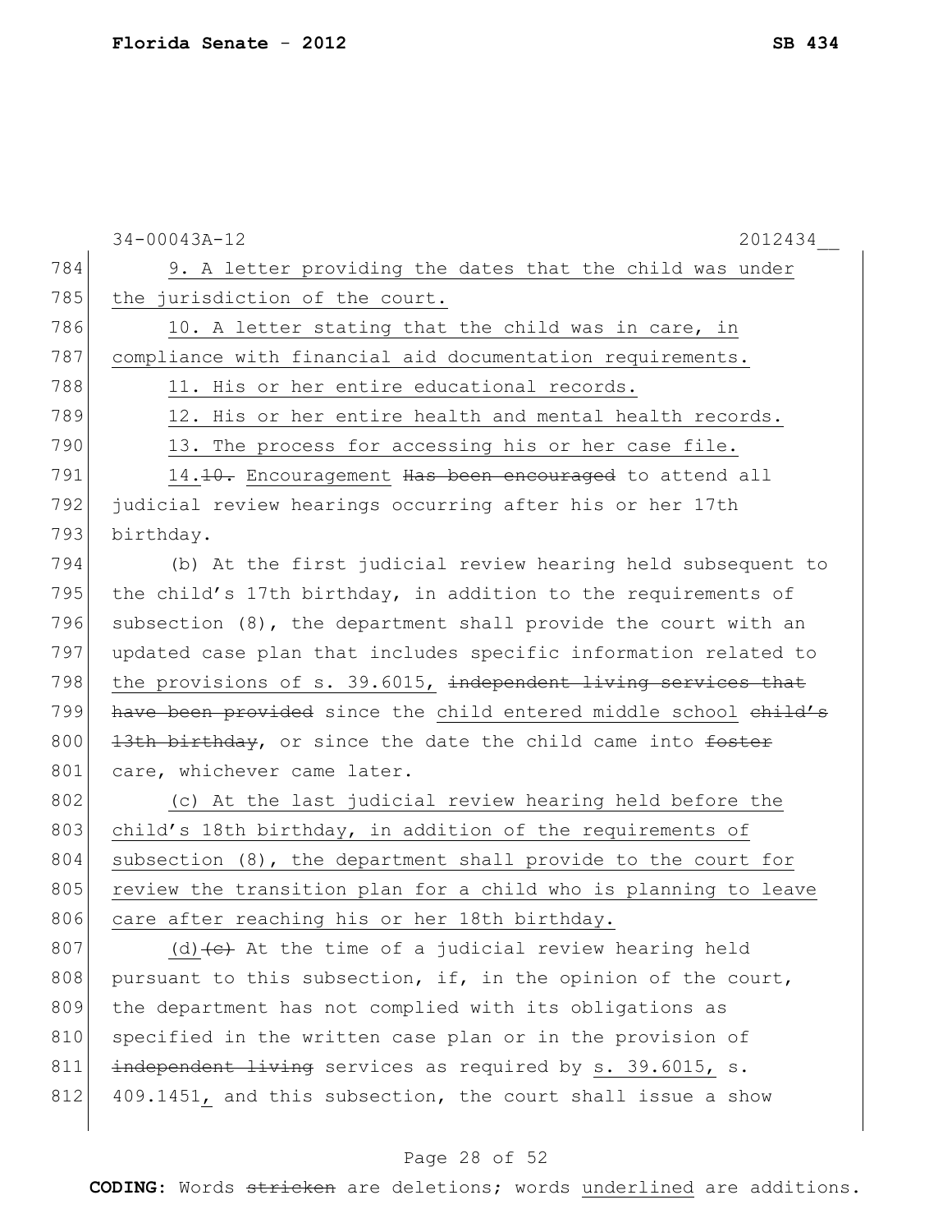9. A letter providing the dates that the child was under the jurisdiction of the court.

10. A letter stating that the child was in care, in compliance with financial aid documentation requirements.

11. His or her entire educational records.

12. His or her entire health and mental health records.

13. The process for accessing his or her case file.

14.~~10.~~ Encouragement ~~Has been encouraged~~ to attend all judicial review hearings occurring after his or her 17th birthday.

(b) At the first judicial review hearing held subsequent to the child's 17th birthday, in addition to the requirements of subsection (8), the department shall provide the court with an updated case plan that includes specific information related to the provisions of s. 39.6015, ~~independent living services that have been provided~~ since the child entered middle school ~~child's 13th birthday~~, or since the date the child came into ~~foster~~ care, whichever came later.

(c) At the last judicial review hearing held before the child's 18th birthday, in addition of the requirements of subsection (8), the department shall provide to the court for review the transition plan for a child who is planning to leave care after reaching his or her 18th birthday.

(d)~~(c)~~ At the time of a judicial review hearing held pursuant to this subsection, if, in the opinion of the court, the department has not complied with its obligations as specified in the written case plan or in the provision of ~~independent living~~ services as required by s. 39.6015, s. 409.1451, and this subsection, the court shall issue a show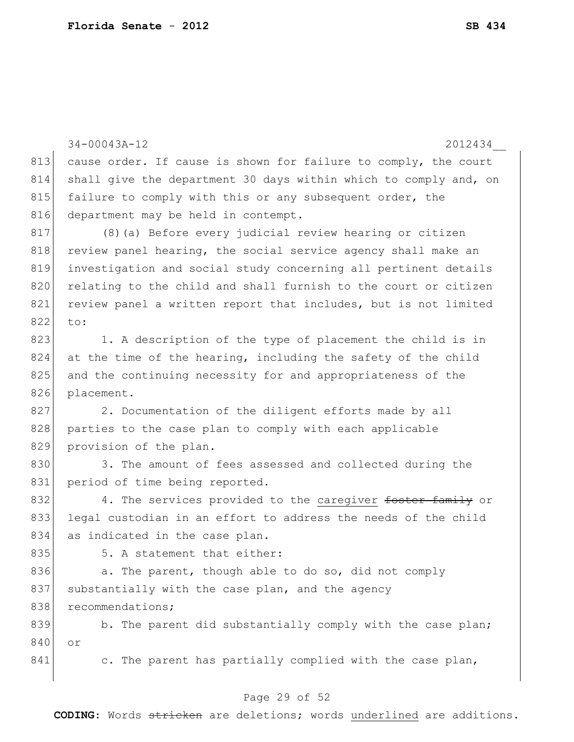cause order. If cause is shown for failure to comply, the court shall give the department 30 days within which to comply and, on failure to comply with this or any subsequent order, the department may be held in contempt.

(8)(a) Before every judicial review hearing or citizen review panel hearing, the social service agency shall make an investigation and social study concerning all pertinent details relating to the child and shall furnish to the court or citizen review panel a written report that includes, but is not limited to:

1. A description of the type of placement the child is in at the time of the hearing, including the safety of the child and the continuing necessity for and appropriateness of the placement.

2. Documentation of the diligent efforts made by all parties to the case plan to comply with each applicable provision of the plan.

3. The amount of fees assessed and collected during the period of time being reported.

4. The services provided to the <u>caregiver</u> ~~foster family~~ or legal custodian in an effort to address the needs of the child as indicated in the case plan.

5. A statement that either:

a. The parent, though able to do so, did not comply substantially with the case plan, and the agency recommendations;

b. The parent did substantially comply with the case plan; or

c. The parent has partially complied with the case plan,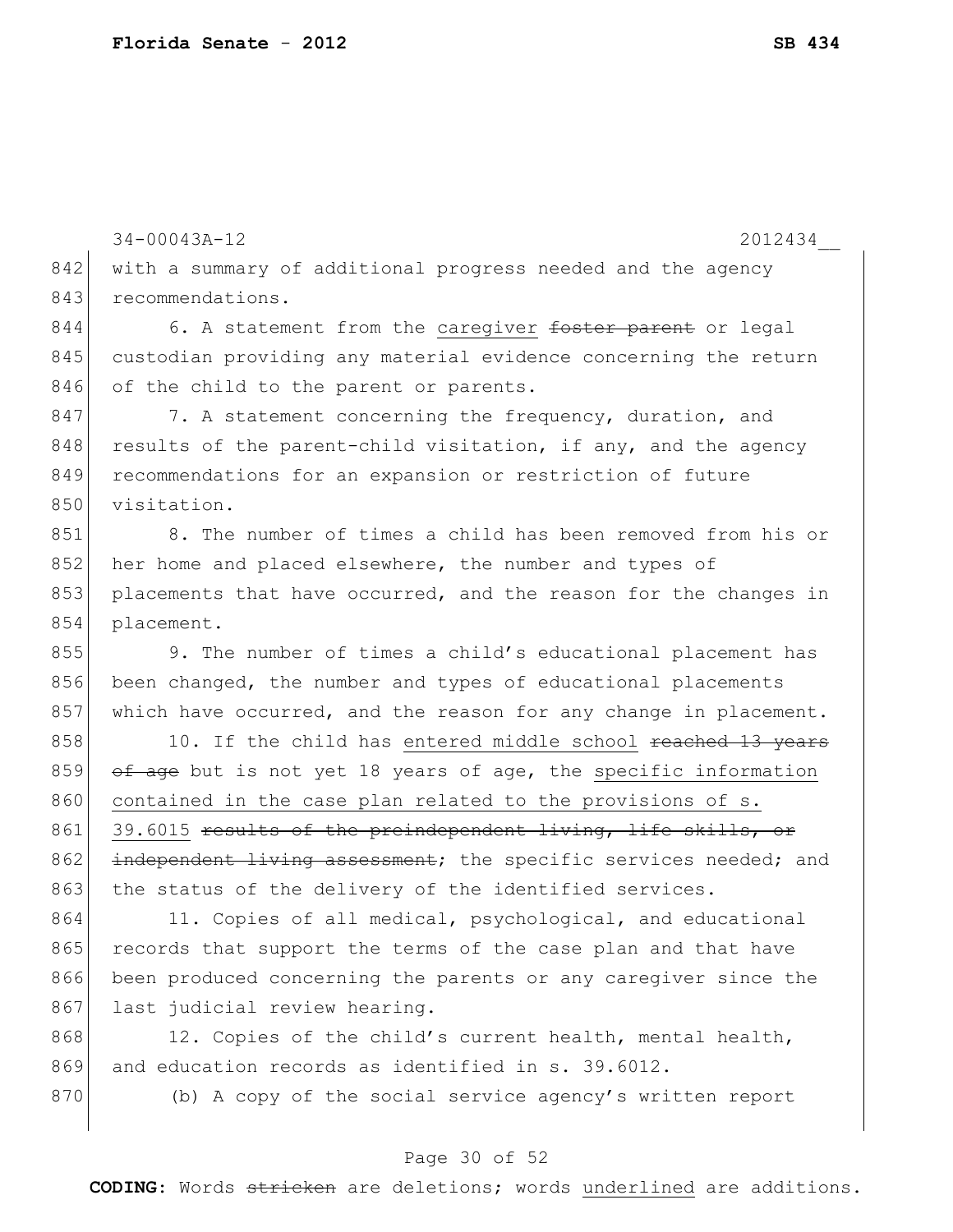with a summary of additional progress needed and the agency recommendations.

6. A statement from the caregiver ~~foster parent~~ or legal custodian providing any material evidence concerning the return of the child to the parent or parents.

7. A statement concerning the frequency, duration, and results of the parent-child visitation, if any, and the agency recommendations for an expansion or restriction of future visitation.

8. The number of times a child has been removed from his or her home and placed elsewhere, the number and types of placements that have occurred, and the reason for the changes in placement.

9. The number of times a child's educational placement has been changed, the number and types of educational placements which have occurred, and the reason for any change in placement.

10. If the child has entered middle school ~~reached 13 years of age~~ but is not yet 18 years of age, the specific information contained in the case plan related to the provisions of s. 39.6015 ~~results of the preindependent living, life skills, or independent living assessment~~; the specific services needed; and the status of the delivery of the identified services.

11. Copies of all medical, psychological, and educational records that support the terms of the case plan and that have been produced concerning the parents or any caregiver since the last judicial review hearing.

12. Copies of the child's current health, mental health, and education records as identified in s. 39.6012.

(b) A copy of the social service agency's written report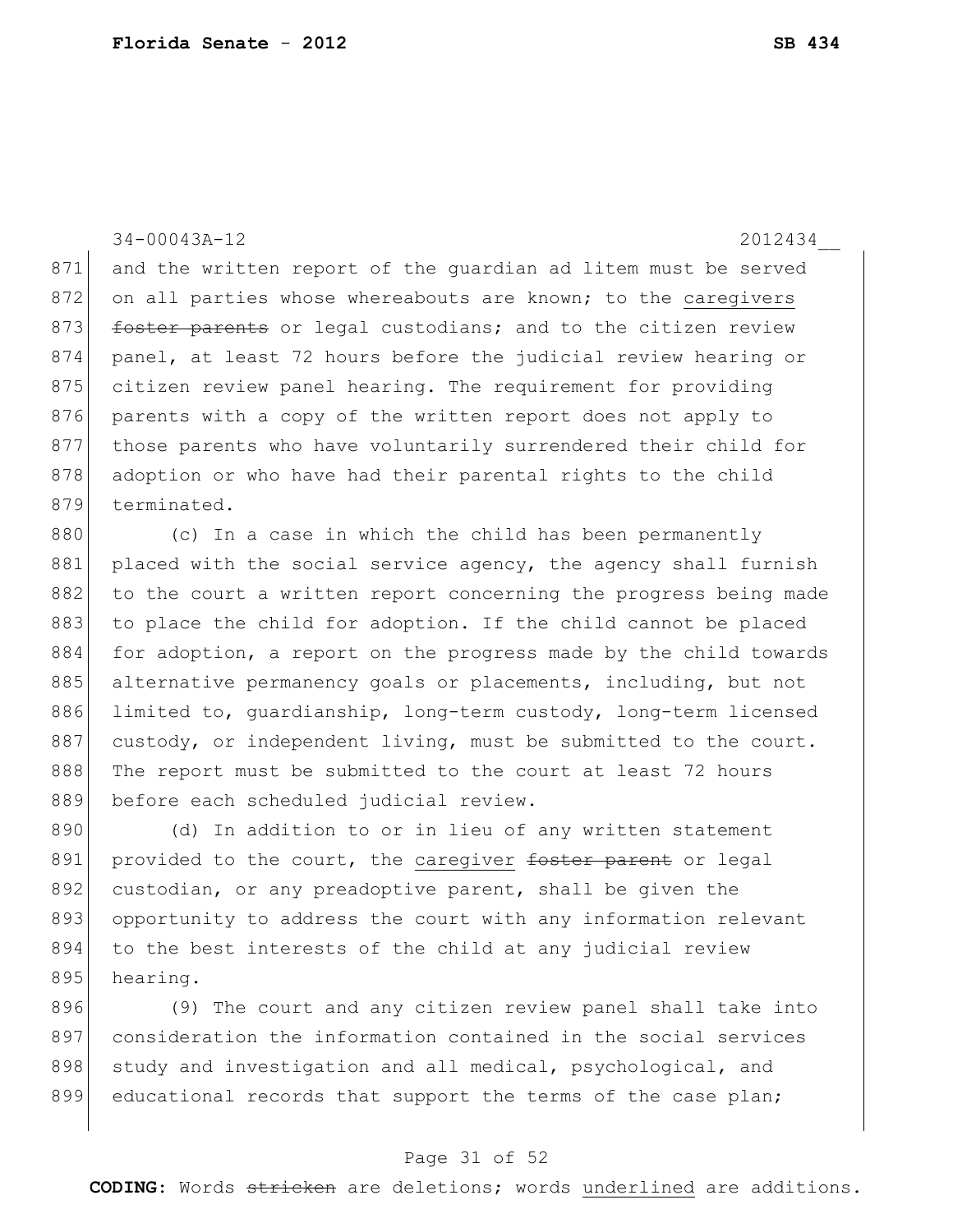and the written report of the guardian ad litem must be served on all parties whose whereabouts are known; to the caregivers ~~foster parents~~ or legal custodians; and to the citizen review panel, at least 72 hours before the judicial review hearing or citizen review panel hearing. The requirement for providing parents with a copy of the written report does not apply to those parents who have voluntarily surrendered their child for adoption or who have had their parental rights to the child terminated.

(c) In a case in which the child has been permanently placed with the social service agency, the agency shall furnish to the court a written report concerning the progress being made to place the child for adoption. If the child cannot be placed for adoption, a report on the progress made by the child towards alternative permanency goals or placements, including, but not limited to, guardianship, long-term custody, long-term licensed custody, or independent living, must be submitted to the court. The report must be submitted to the court at least 72 hours before each scheduled judicial review.

(d) In addition to or in lieu of any written statement provided to the court, the caregiver ~~foster parent~~ or legal custodian, or any preadoptive parent, shall be given the opportunity to address the court with any information relevant to the best interests of the child at any judicial review hearing.

(9) The court and any citizen review panel shall take into consideration the information contained in the social services study and investigation and all medical, psychological, and educational records that support the terms of the case plan;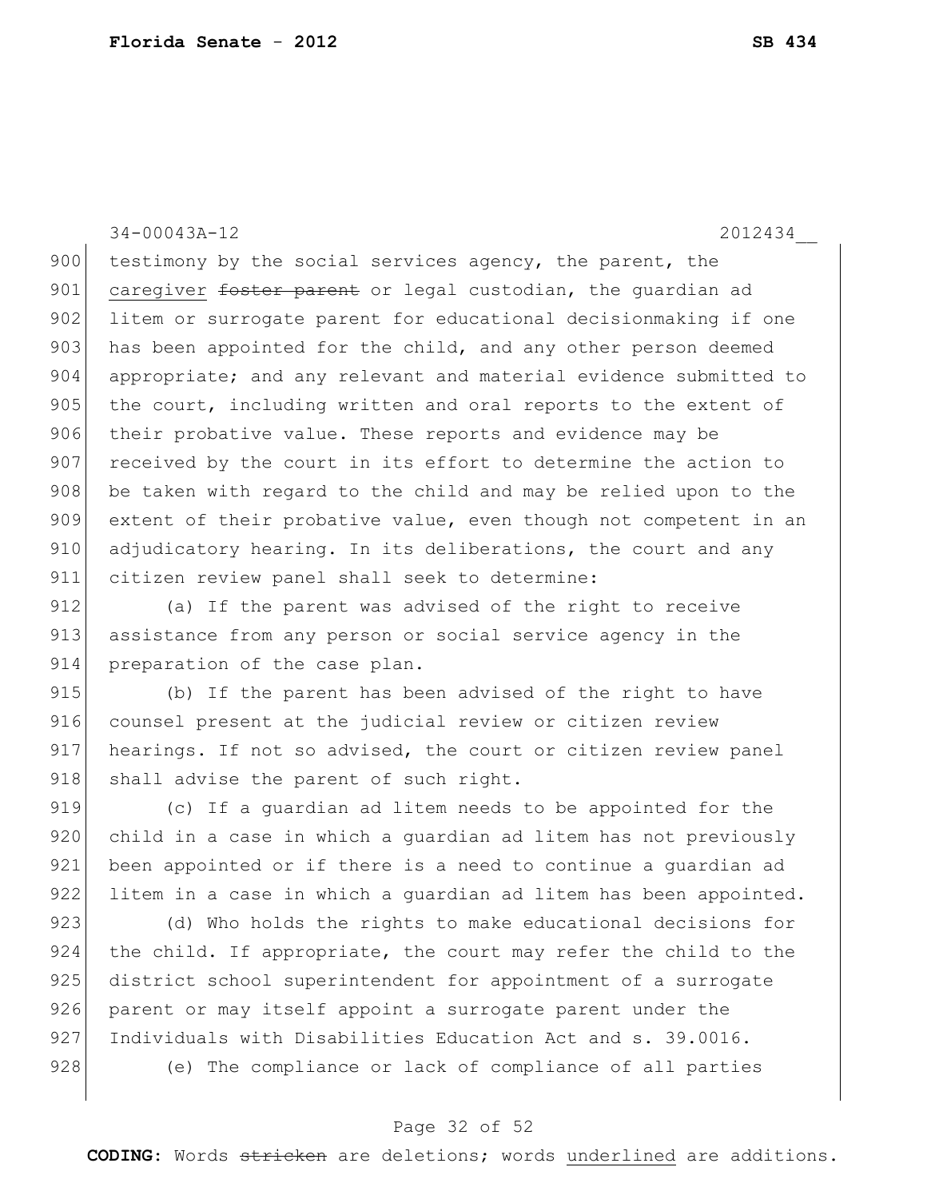testimony by the social services agency, the parent, the caregiver ~~foster parent~~ or legal custodian, the guardian ad litem or surrogate parent for educational decisionmaking if one has been appointed for the child, and any other person deemed appropriate; and any relevant and material evidence submitted to the court, including written and oral reports to the extent of their probative value. These reports and evidence may be received by the court in its effort to determine the action to be taken with regard to the child and may be relied upon to the extent of their probative value, even though not competent in an adjudicatory hearing. In its deliberations, the court and any citizen review panel shall seek to determine:

(a) If the parent was advised of the right to receive assistance from any person or social service agency in the preparation of the case plan.

(b) If the parent has been advised of the right to have counsel present at the judicial review or citizen review hearings. If not so advised, the court or citizen review panel shall advise the parent of such right.

(c) If a guardian ad litem needs to be appointed for the child in a case in which a guardian ad litem has not previously been appointed or if there is a need to continue a guardian ad litem in a case in which a guardian ad litem has been appointed.

(d) Who holds the rights to make educational decisions for the child. If appropriate, the court may refer the child to the district school superintendent for appointment of a surrogate parent or may itself appoint a surrogate parent under the Individuals with Disabilities Education Act and s. 39.0016.

(e) The compliance or lack of compliance of all parties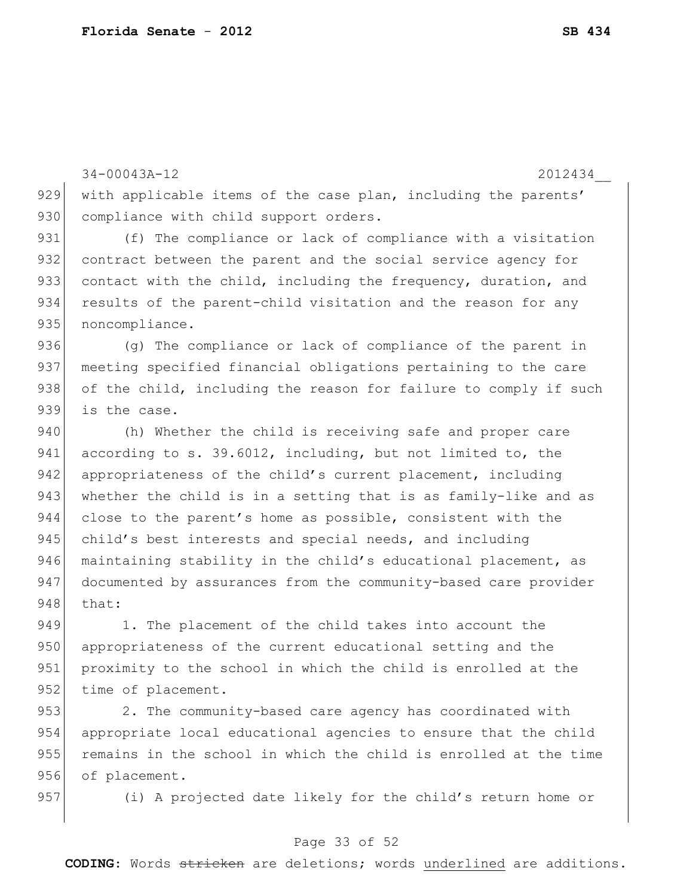with applicable items of the case plan, including the parents' compliance with child support orders.

(f) The compliance or lack of compliance with a visitation contract between the parent and the social service agency for contact with the child, including the frequency, duration, and results of the parent-child visitation and the reason for any noncompliance.

(g) The compliance or lack of compliance of the parent in meeting specified financial obligations pertaining to the care of the child, including the reason for failure to comply if such is the case.

(h) Whether the child is receiving safe and proper care according to s. 39.6012, including, but not limited to, the appropriateness of the child's current placement, including whether the child is in a setting that is as family-like and as close to the parent's home as possible, consistent with the child's best interests and special needs, and including maintaining stability in the child's educational placement, as documented by assurances from the community-based care provider that:

1. The placement of the child takes into account the appropriateness of the current educational setting and the proximity to the school in which the child is enrolled at the time of placement.

2. The community-based care agency has coordinated with appropriate local educational agencies to ensure that the child remains in the school in which the child is enrolled at the time of placement.

(i) A projected date likely for the child's return home or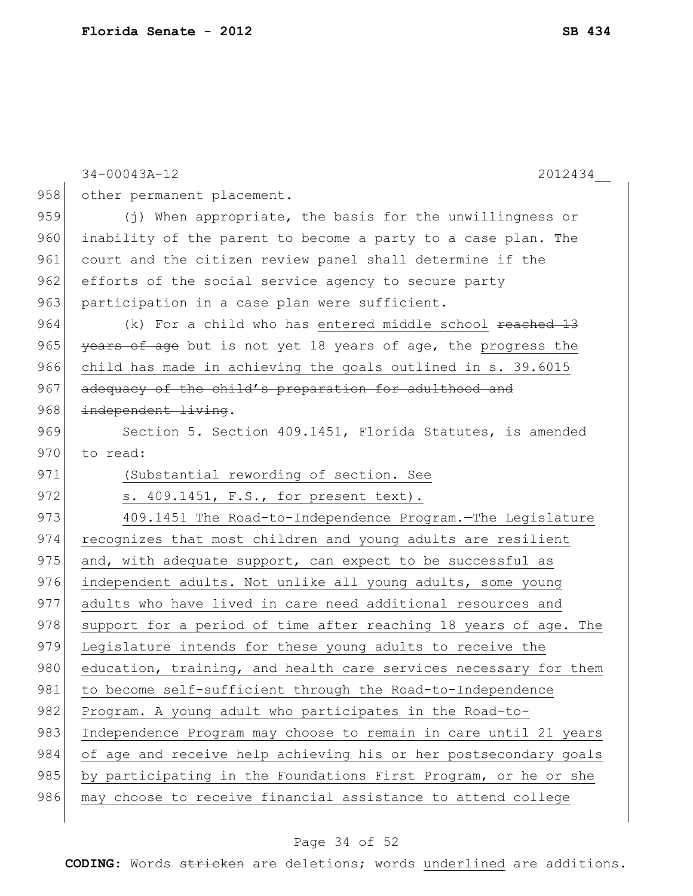other permanent placement.

(j) When appropriate, the basis for the unwillingness or inability of the parent to become a party to a case plan. The court and the citizen review panel shall determine if the efforts of the social service agency to secure party participation in a case plan were sufficient.

(k) For a child who has entered middle school ~~reached 13 years of age~~ but is not yet 18 years of age, the progress the child has made in achieving the goals outlined in s. 39.6015 ~~adequacy of the child's preparation for adulthood and independent living~~.

Section 5. Section 409.1451, Florida Statutes, is amended to read:

(Substantial rewording of section. See s. 409.1451, F.S., for present text).

409.1451 The Road-to-Independence Program.—The Legislature recognizes that most children and young adults are resilient and, with adequate support, can expect to be successful as independent adults. Not unlike all young adults, some young adults who have lived in care need additional resources and support for a period of time after reaching 18 years of age. The Legislature intends for these young adults to receive the education, training, and health care services necessary for them to become self-sufficient through the Road-to-Independence Program. A young adult who participates in the Road-to-Independence Program may choose to remain in care until 21 years of age and receive help achieving his or her postsecondary goals by participating in the Foundations First Program, or he or she may choose to receive financial assistance to attend college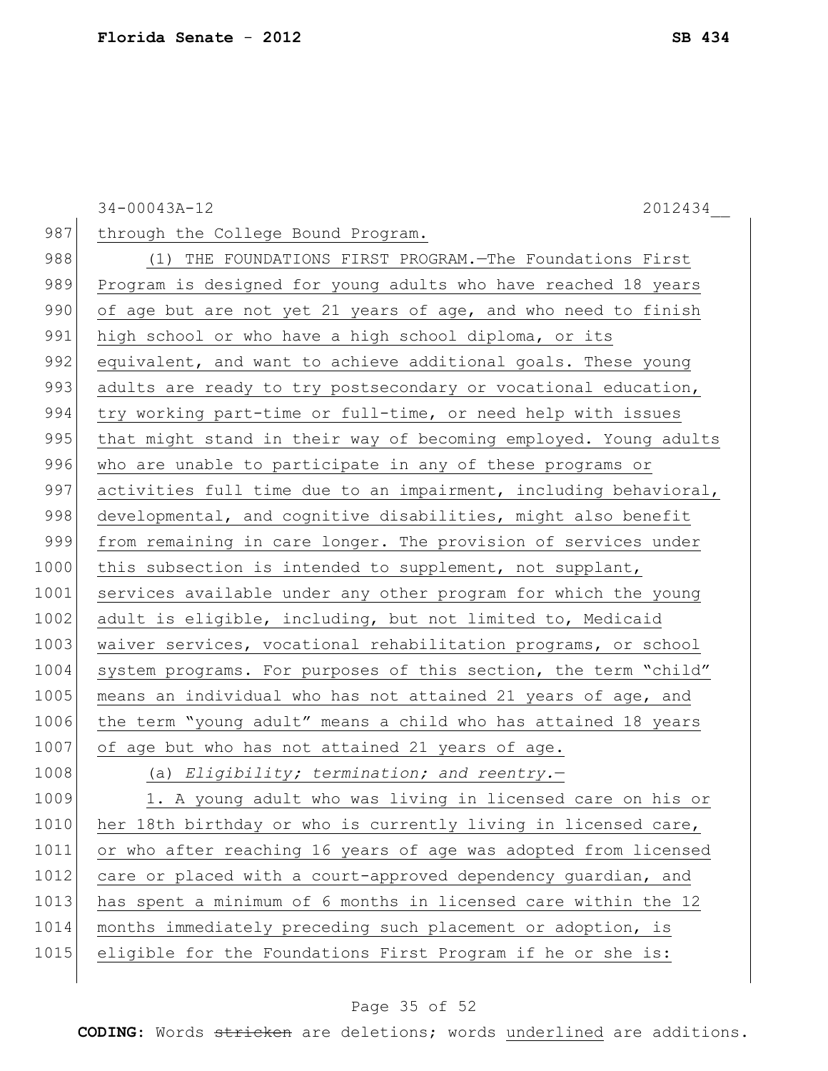through the College Bound Program.

(1) THE FOUNDATIONS FIRST PROGRAM.—The Foundations First Program is designed for young adults who have reached 18 years of age but are not yet 21 years of age, and who need to finish high school or who have a high school diploma, or its equivalent, and want to achieve additional goals. These young adults are ready to try postsecondary or vocational education, try working part-time or full-time, or need help with issues that might stand in their way of becoming employed. Young adults who are unable to participate in any of these programs or activities full time due to an impairment, including behavioral, developmental, and cognitive disabilities, might also benefit from remaining in care longer. The provision of services under this subsection is intended to supplement, not supplant, services available under any other program for which the young adult is eligible, including, but not limited to, Medicaid waiver services, vocational rehabilitation programs, or school system programs. For purposes of this section, the term "child" means an individual who has not attained 21 years of age, and the term "young adult" means a child who has attained 18 years of age but who has not attained 21 years of age.

(a) *Eligibility; termination; and reentry.*—

1. A young adult who was living in licensed care on his or her 18th birthday or who is currently living in licensed care, or who after reaching 16 years of age was adopted from licensed care or placed with a court-approved dependency guardian, and has spent a minimum of 6 months in licensed care within the 12 months immediately preceding such placement or adoption, is eligible for the Foundations First Program if he or she is: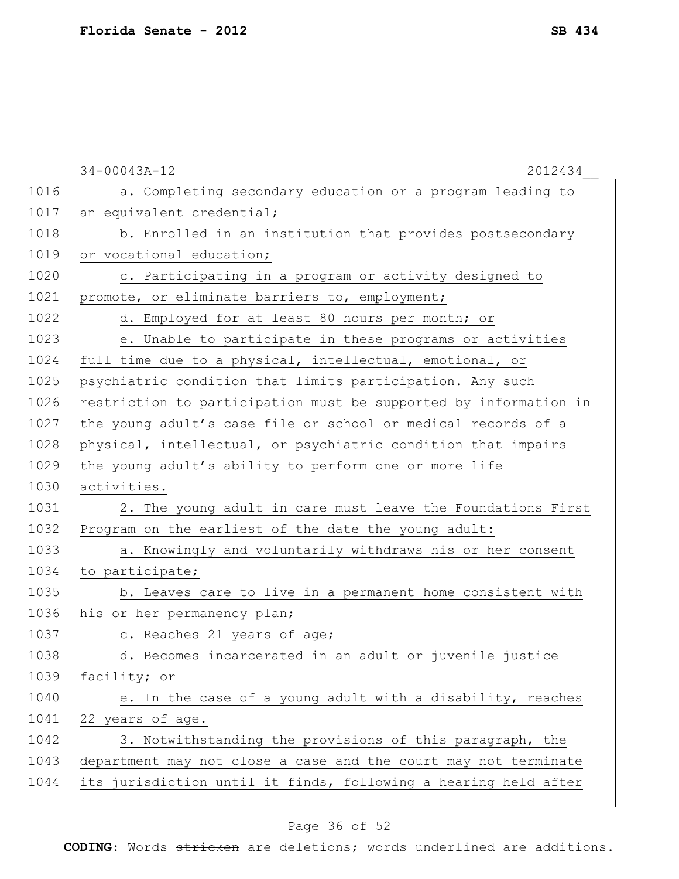a. Completing secondary education or a program leading to an equivalent credential;

b. Enrolled in an institution that provides postsecondary or vocational education;

c. Participating in a program or activity designed to promote, or eliminate barriers to, employment;

d. Employed for at least 80 hours per month; or

e. Unable to participate in these programs or activities full time due to a physical, intellectual, emotional, or psychiatric condition that limits participation. Any such restriction to participation must be supported by information in the young adult's case file or school or medical records of a physical, intellectual, or psychiatric condition that impairs the young adult's ability to perform one or more life activities.

2. The young adult in care must leave the Foundations First Program on the earliest of the date the young adult:

a. Knowingly and voluntarily withdraws his or her consent to participate;

b. Leaves care to live in a permanent home consistent with his or her permanency plan;

c. Reaches 21 years of age;

d. Becomes incarcerated in an adult or juvenile justice facility; or

e. In the case of a young adult with a disability, reaches 22 years of age.

3. Notwithstanding the provisions of this paragraph, the department may not close a case and the court may not terminate its jurisdiction until it finds, following a hearing held after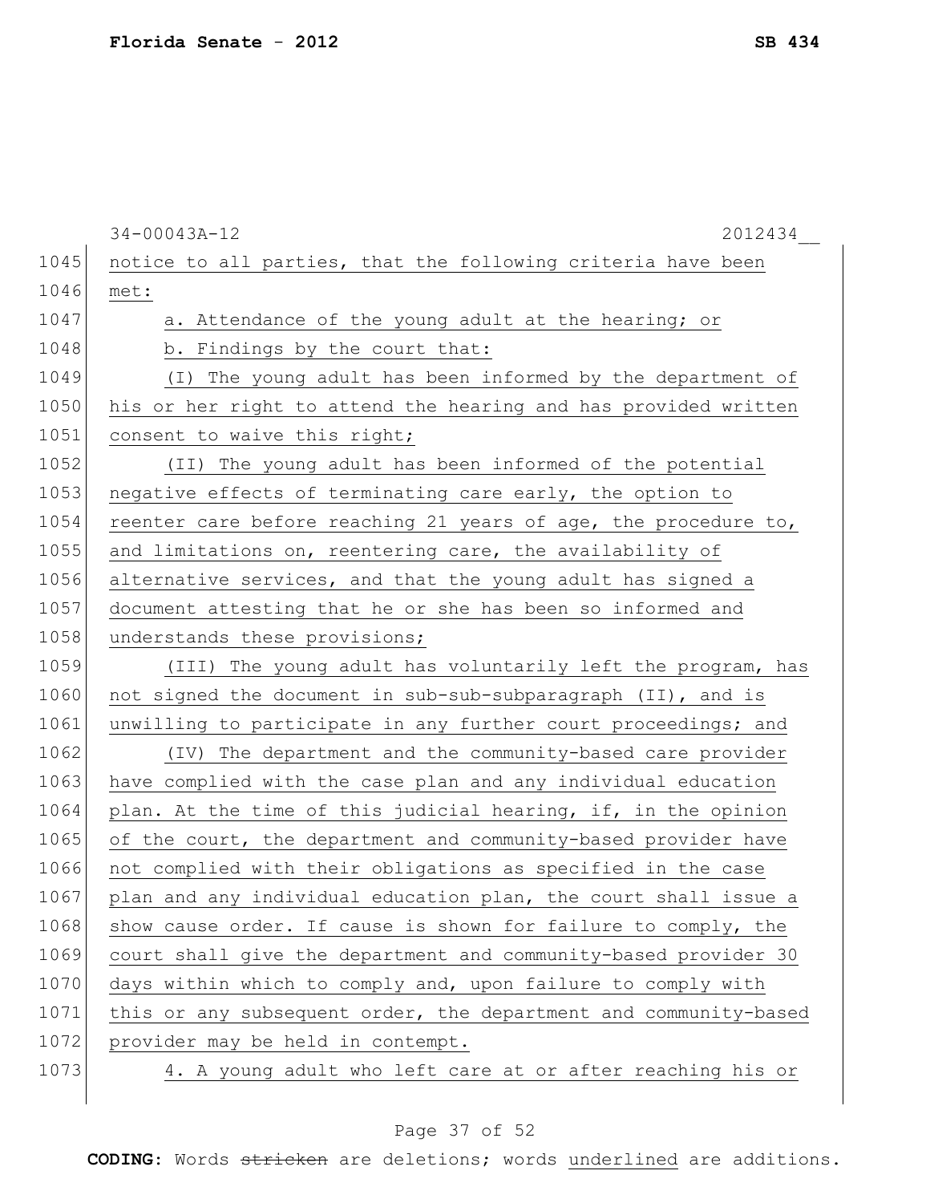notice to all parties, that the following criteria have been met:

a. Attendance of the young adult at the hearing; or

b. Findings by the court that:

(I) The young adult has been informed by the department of his or her right to attend the hearing and has provided written consent to waive this right;

(II) The young adult has been informed of the potential negative effects of terminating care early, the option to reenter care before reaching 21 years of age, the procedure to, and limitations on, reentering care, the availability of alternative services, and that the young adult has signed a document attesting that he or she has been so informed and understands these provisions;

(III) The young adult has voluntarily left the program, has not signed the document in sub-sub-subparagraph (II), and is unwilling to participate in any further court proceedings; and

(IV) The department and the community-based care provider have complied with the case plan and any individual education plan. At the time of this judicial hearing, if, in the opinion of the court, the department and community-based provider have not complied with their obligations as specified in the case plan and any individual education plan, the court shall issue a show cause order. If cause is shown for failure to comply, the court shall give the department and community-based provider 30 days within which to comply and, upon failure to comply with this or any subsequent order, the department and community-based provider may be held in contempt.

4. A young adult who left care at or after reaching his or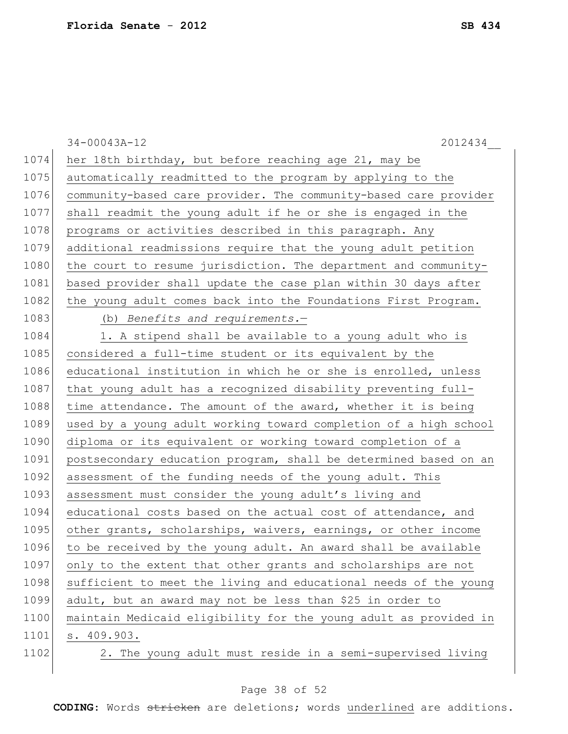her 18th birthday, but before reaching age 21, may be automatically readmitted to the program by applying to the community-based care provider. The community-based care provider shall readmit the young adult if he or she is engaged in the programs or activities described in this paragraph. Any additional readmissions require that the young adult petition the court to resume jurisdiction. The department and community-based provider shall update the case plan within 30 days after the young adult comes back into the Foundations First Program.

(b) *Benefits and requirements.*—

1. A stipend shall be available to a young adult who is considered a full-time student or its equivalent by the educational institution in which he or she is enrolled, unless that young adult has a recognized disability preventing full-time attendance. The amount of the award, whether it is being used by a young adult working toward completion of a high school diploma or its equivalent or working toward completion of a postsecondary education program, shall be determined based on an assessment of the funding needs of the young adult. This assessment must consider the young adult's living and educational costs based on the actual cost of attendance, and other grants, scholarships, waivers, earnings, or other income to be received by the young adult. An award shall be available only to the extent that other grants and scholarships are not sufficient to meet the living and educational needs of the young adult, but an award may not be less than $25 in order to maintain Medicaid eligibility for the young adult as provided in s. 409.903.

2. The young adult must reside in a semi-supervised living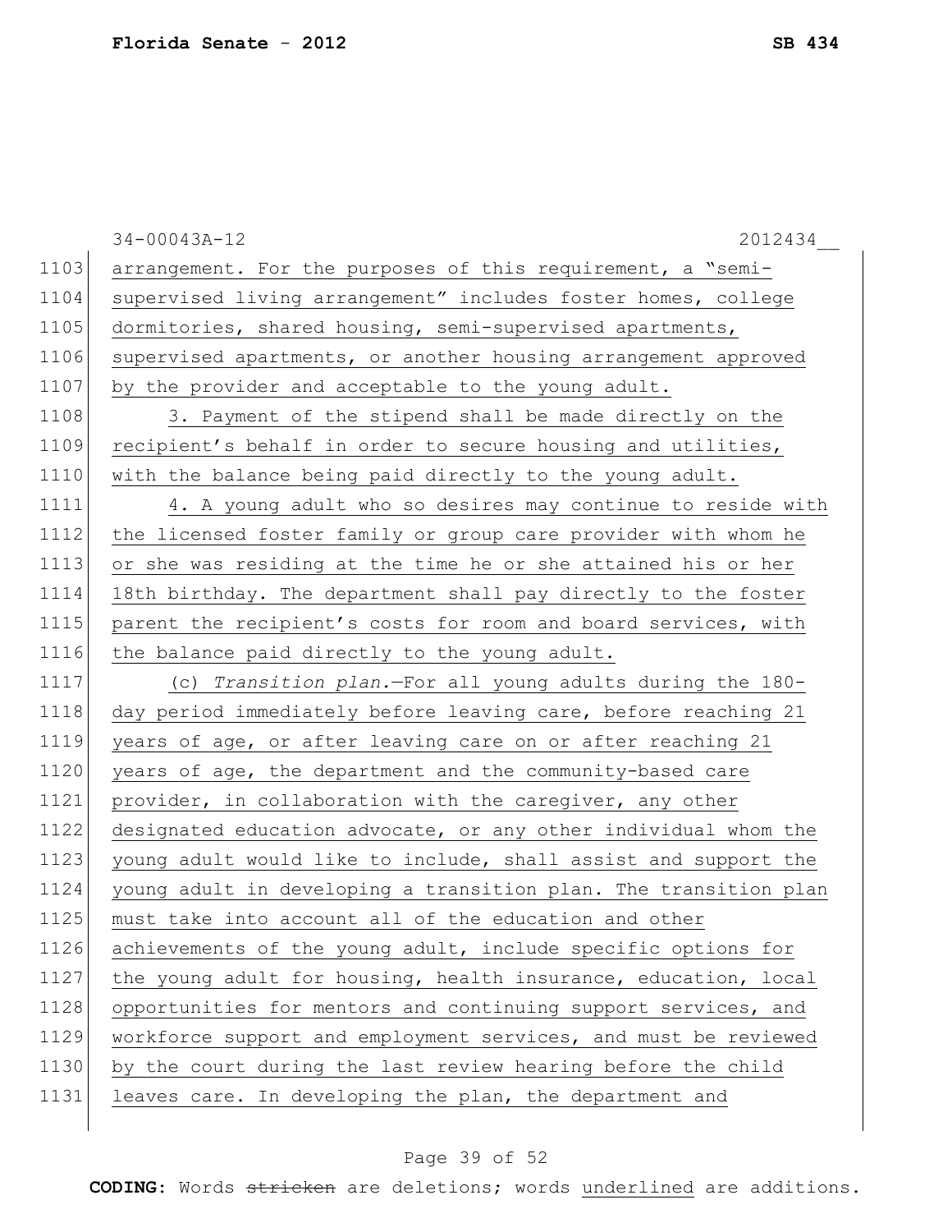arrangement. For the purposes of this requirement, a "semi-supervised living arrangement" includes foster homes, college dormitories, shared housing, semi-supervised apartments, supervised apartments, or another housing arrangement approved by the provider and acceptable to the young adult.

3. Payment of the stipend shall be made directly on the recipient's behalf in order to secure housing and utilities, with the balance being paid directly to the young adult.

4. A young adult who so desires may continue to reside with the licensed foster family or group care provider with whom he or she was residing at the time he or she attained his or her 18th birthday. The department shall pay directly to the foster parent the recipient's costs for room and board services, with the balance paid directly to the young adult.

(c) *Transition plan.*—For all young adults during the 180-day period immediately before leaving care, before reaching 21 years of age, or after leaving care on or after reaching 21 years of age, the department and the community-based care provider, in collaboration with the caregiver, any other designated education advocate, or any other individual whom the young adult would like to include, shall assist and support the young adult in developing a transition plan. The transition plan must take into account all of the education and other achievements of the young adult, include specific options for the young adult for housing, health insurance, education, local opportunities for mentors and continuing support services, and workforce support and employment services, and must be reviewed by the court during the last review hearing before the child leaves care. In developing the plan, the department and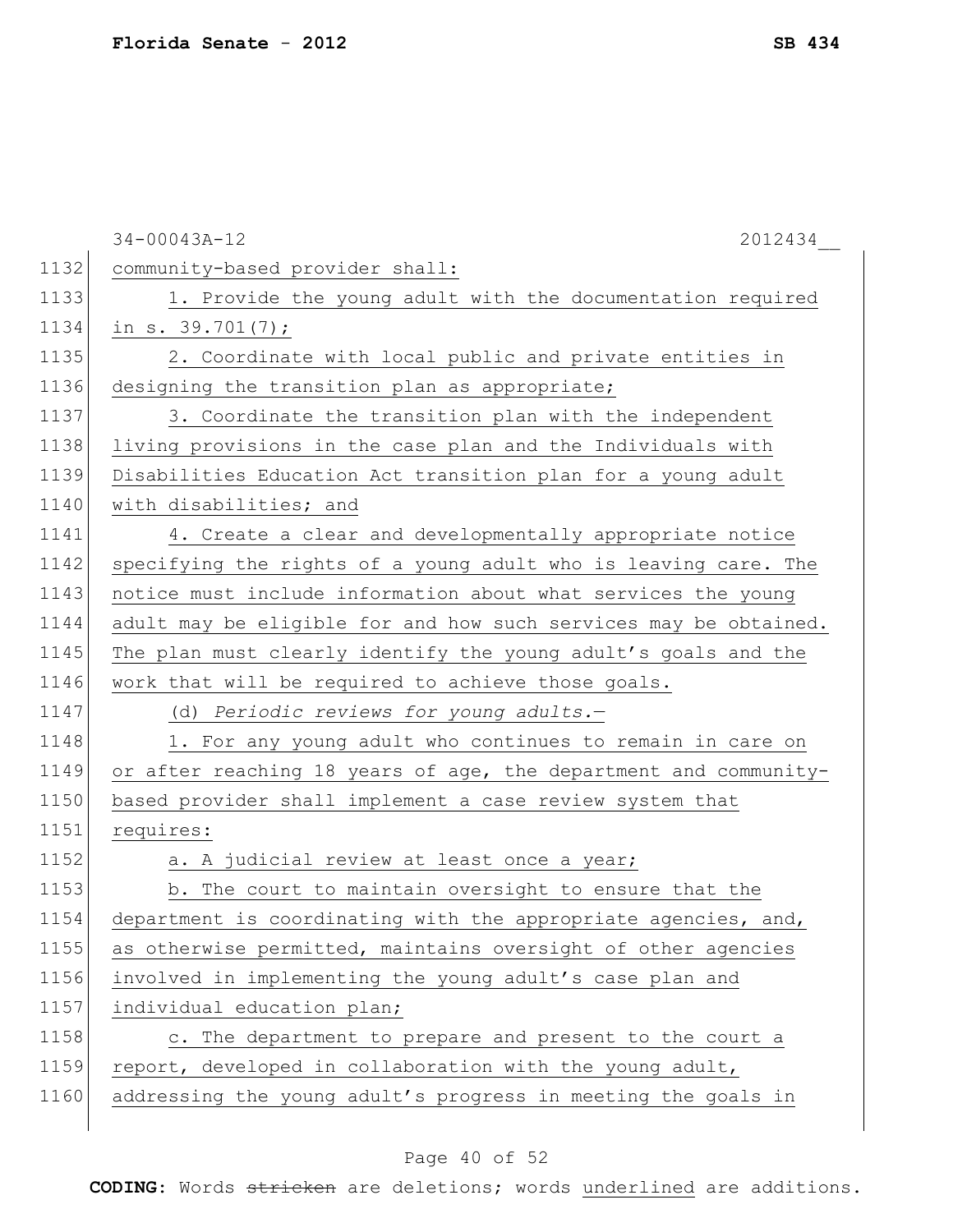community-based provider shall:

1. Provide the young adult with the documentation required in s. 39.701(7);

2. Coordinate with local public and private entities in designing the transition plan as appropriate;

3. Coordinate the transition plan with the independent living provisions in the case plan and the Individuals with Disabilities Education Act transition plan for a young adult with disabilities; and

4. Create a clear and developmentally appropriate notice specifying the rights of a young adult who is leaving care. The notice must include information about what services the young adult may be eligible for and how such services may be obtained. The plan must clearly identify the young adult's goals and the work that will be required to achieve those goals.

(d) *Periodic reviews for young adults.*—

1. For any young adult who continues to remain in care on or after reaching 18 years of age, the department and community-based provider shall implement a case review system that requires:

a. A judicial review at least once a year;

b. The court to maintain oversight to ensure that the department is coordinating with the appropriate agencies, and, as otherwise permitted, maintains oversight of other agencies involved in implementing the young adult's case plan and individual education plan;

c. The department to prepare and present to the court a report, developed in collaboration with the young adult, addressing the young adult's progress in meeting the goals in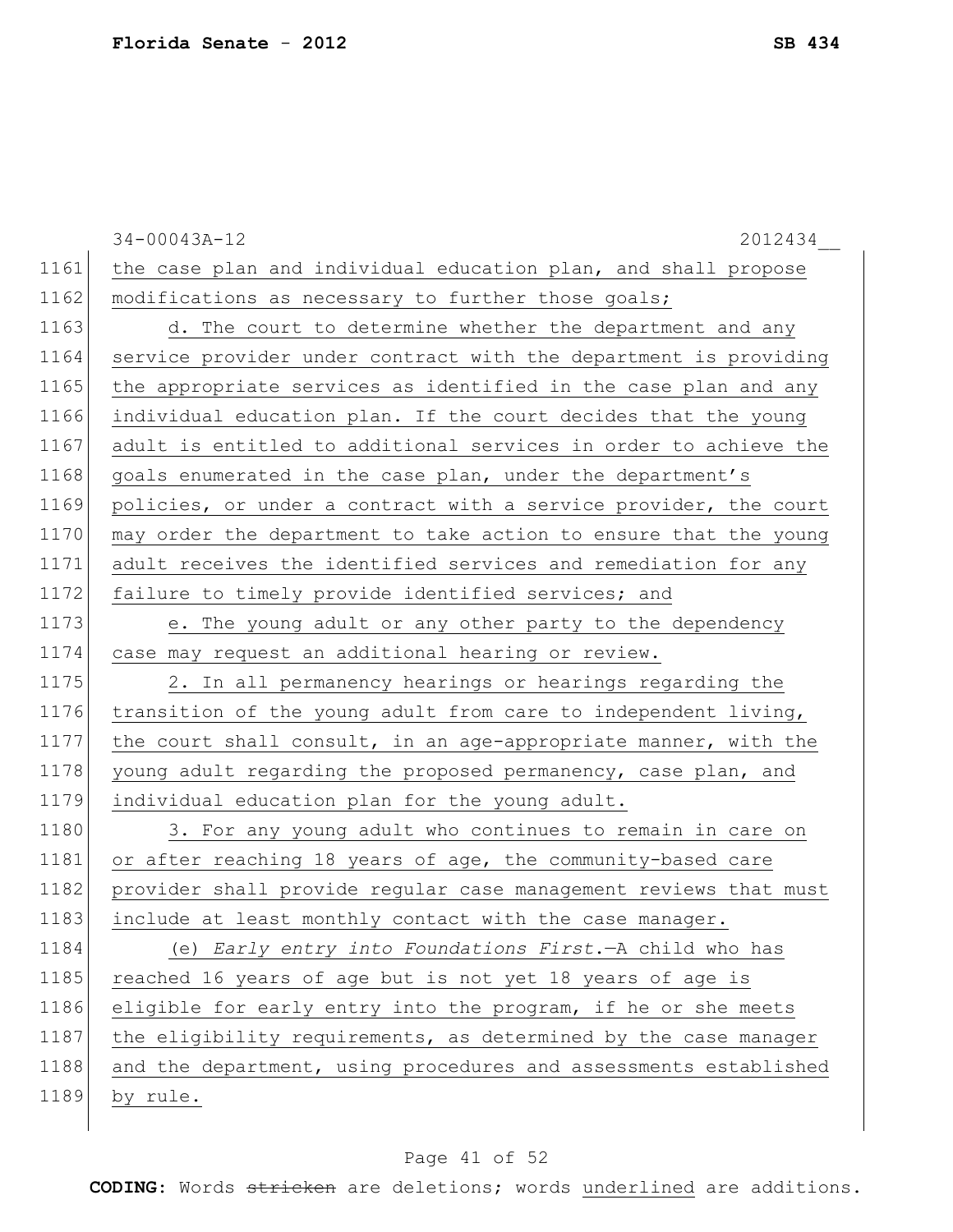the case plan and individual education plan, and shall propose modifications as necessary to further those goals;

d. The court to determine whether the department and any service provider under contract with the department is providing the appropriate services as identified in the case plan and any individual education plan. If the court decides that the young adult is entitled to additional services in order to achieve the goals enumerated in the case plan, under the department's policies, or under a contract with a service provider, the court may order the department to take action to ensure that the young adult receives the identified services and remediation for any failure to timely provide identified services; and

e. The young adult or any other party to the dependency case may request an additional hearing or review.

2. In all permanency hearings or hearings regarding the transition of the young adult from care to independent living, the court shall consult, in an age-appropriate manner, with the young adult regarding the proposed permanency, case plan, and individual education plan for the young adult.

3. For any young adult who continues to remain in care on or after reaching 18 years of age, the community-based care provider shall provide regular case management reviews that must include at least monthly contact with the case manager.

(e) *Early entry into Foundations First.*—A child who has reached 16 years of age but is not yet 18 years of age is eligible for early entry into the program, if he or she meets the eligibility requirements, as determined by the case manager and the department, using procedures and assessments established by rule.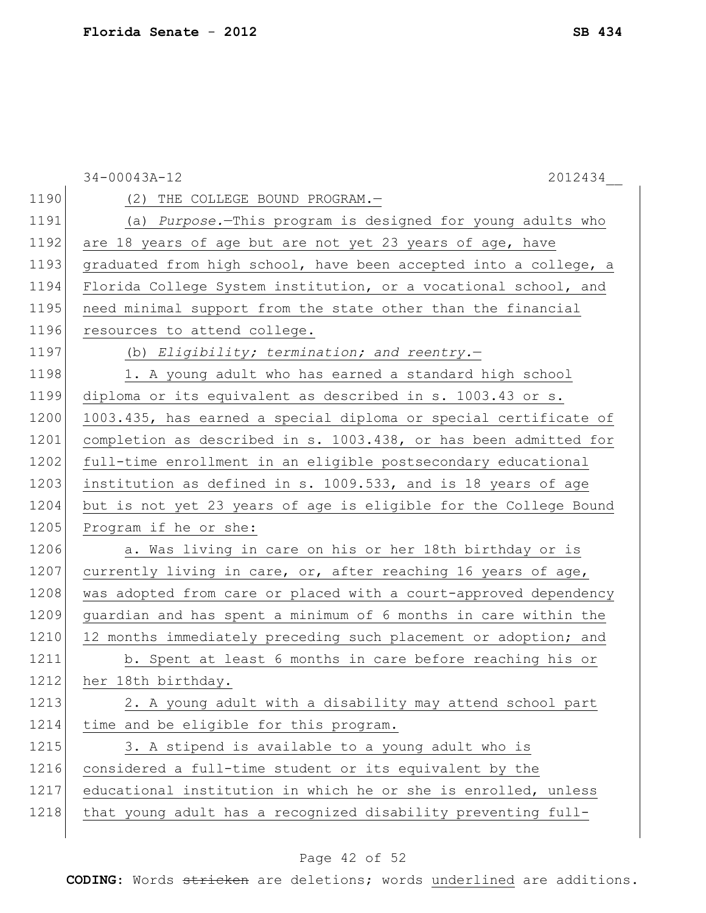34-00043A-12 2012434__

1190 (2) THE COLLEGE BOUND PROGRAM.—

1191 (a) *Purpose.*—This program is designed for young adults who
1192 are 18 years of age but are not yet 23 years of age, have
1193 graduated from high school, have been accepted into a college, a
1194 Florida College System institution, or a vocational school, and
1195 need minimal support from the state other than the financial
1196 resources to attend college.

1197 (b) *Eligibility; termination; and reentry.*—

1198 1. A young adult who has earned a standard high school
1199 diploma or its equivalent as described in s. 1003.43 or s.
1200 1003.435, has earned a special diploma or special certificate of
1201 completion as described in s. 1003.438, or has been admitted for
1202 full-time enrollment in an eligible postsecondary educational
1203 institution as defined in s. 1009.533, and is 18 years of age
1204 but is not yet 23 years of age is eligible for the College Bound
1205 Program if he or she:

1206 a. Was living in care on his or her 18th birthday or is
1207 currently living in care, or, after reaching 16 years of age,
1208 was adopted from care or placed with a court-approved dependency
1209 guardian and has spent a minimum of 6 months in care within the
1210 12 months immediately preceding such placement or adoption; and

1211 b. Spent at least 6 months in care before reaching his or
1212 her 18th birthday.

1213 2. A young adult with a disability may attend school part
1214 time and be eligible for this program.

1215 3. A stipend is available to a young adult who is
1216 considered a full-time student or its equivalent by the
1217 educational institution in which he or she is enrolled, unless
1218 that young adult has a recognized disability preventing full-

**CODING:** Words ~~stricken~~ are deletions; words underlined are additions.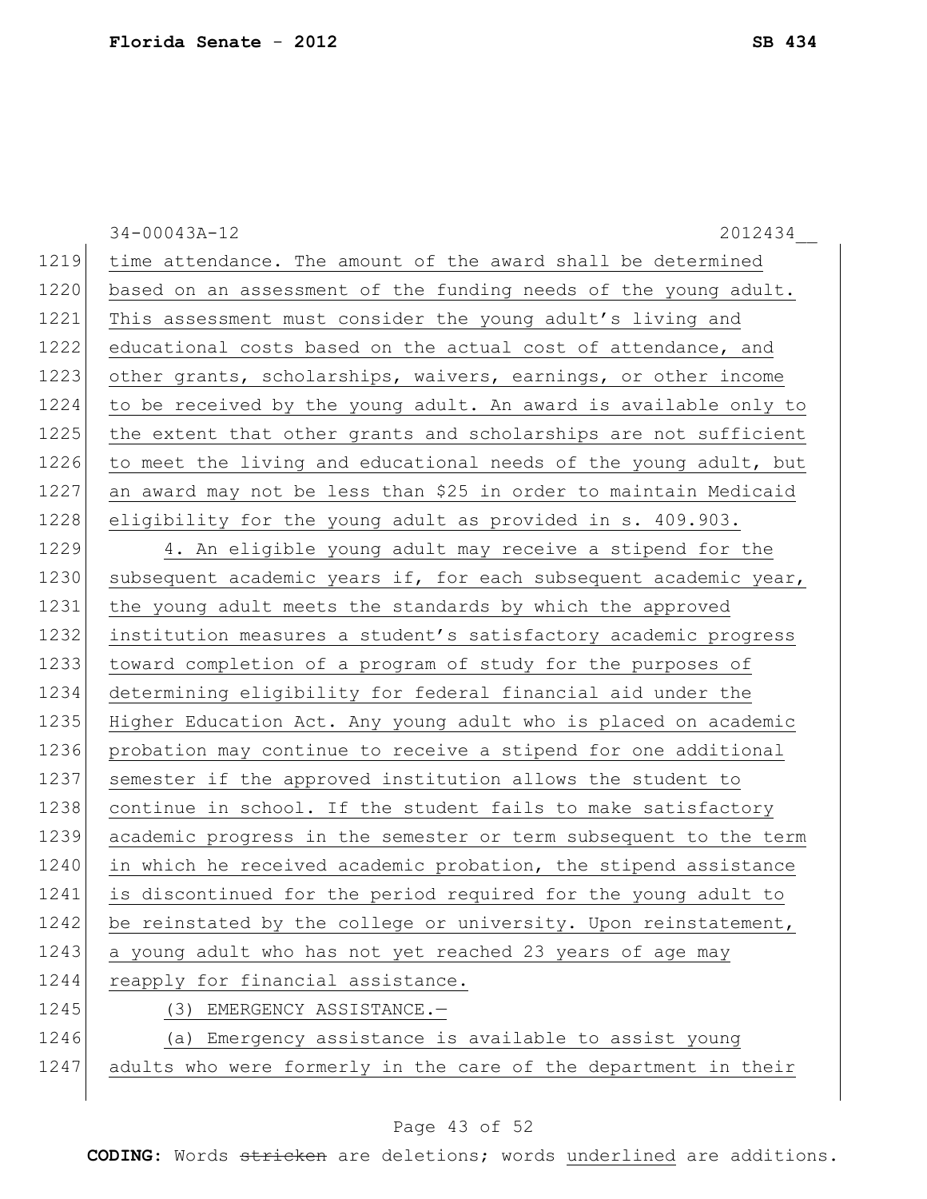time attendance. The amount of the award shall be determined based on an assessment of the funding needs of the young adult. This assessment must consider the young adult's living and educational costs based on the actual cost of attendance, and other grants, scholarships, waivers, earnings, or other income to be received by the young adult. An award is available only to the extent that other grants and scholarships are not sufficient to meet the living and educational needs of the young adult, but an award may not be less than $25 in order to maintain Medicaid eligibility for the young adult as provided in s. 409.903.

4. An eligible young adult may receive a stipend for the subsequent academic years if, for each subsequent academic year, the young adult meets the standards by which the approved institution measures a student's satisfactory academic progress toward completion of a program of study for the purposes of determining eligibility for federal financial aid under the Higher Education Act. Any young adult who is placed on academic probation may continue to receive a stipend for one additional semester if the approved institution allows the student to continue in school. If the student fails to make satisfactory academic progress in the semester or term subsequent to the term in which he received academic probation, the stipend assistance is discontinued for the period required for the young adult to be reinstated by the college or university. Upon reinstatement, a young adult who has not yet reached 23 years of age may reapply for financial assistance.

(3) EMERGENCY ASSISTANCE.—

(a) Emergency assistance is available to assist young adults who were formerly in the care of the department in their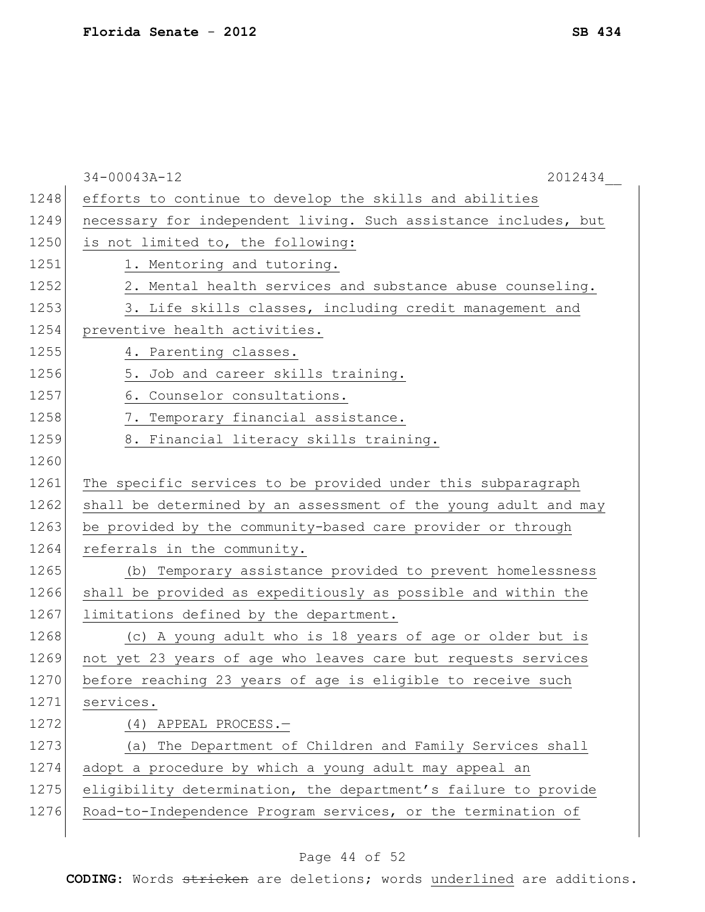efforts to continue to develop the skills and abilities necessary for independent living. Such assistance includes, but is not limited to, the following:

1. Mentoring and tutoring.
2. Mental health services and substance abuse counseling.
3. Life skills classes, including credit management and preventive health activities.
4. Parenting classes.
5. Job and career skills training.
6. Counselor consultations.
7. Temporary financial assistance.
8. Financial literacy skills training.

The specific services to be provided under this subparagraph shall be determined by an assessment of the young adult and may be provided by the community-based care provider or through referrals in the community.

(b) Temporary assistance provided to prevent homelessness shall be provided as expeditiously as possible and within the limitations defined by the department.

(c) A young adult who is 18 years of age or older but is not yet 23 years of age who leaves care but requests services before reaching 23 years of age is eligible to receive such services.

(4) APPEAL PROCESS.—

(a) The Department of Children and Family Services shall adopt a procedure by which a young adult may appeal an eligibility determination, the department's failure to provide Road-to-Independence Program services, or the termination of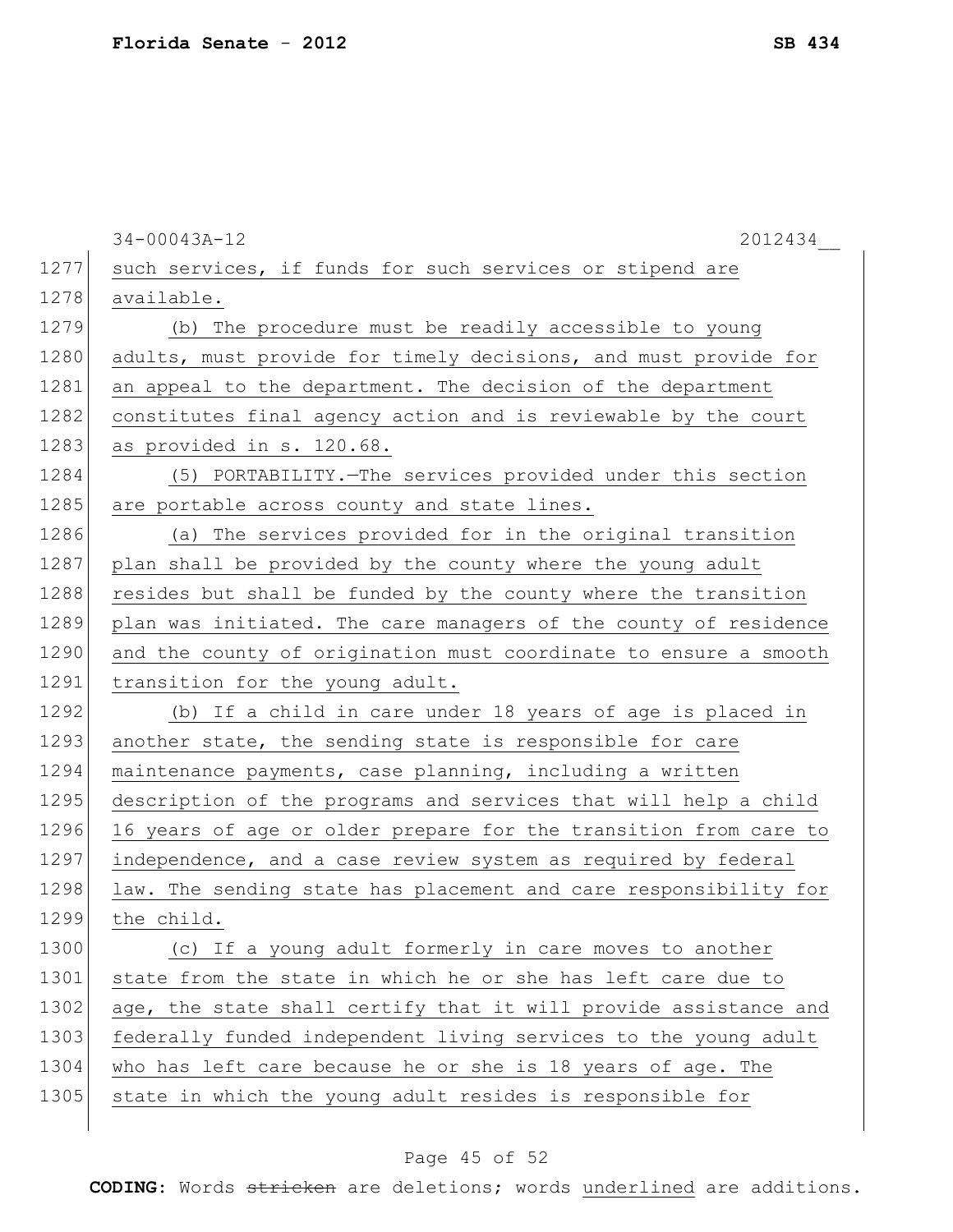such services, if funds for such services or stipend are available.

(b) The procedure must be readily accessible to young adults, must provide for timely decisions, and must provide for an appeal to the department. The decision of the department constitutes final agency action and is reviewable by the court as provided in s. 120.68.

(5) PORTABILITY.—The services provided under this section are portable across county and state lines.

(a) The services provided for in the original transition plan shall be provided by the county where the young adult resides but shall be funded by the county where the transition plan was initiated. The care managers of the county of residence and the county of origination must coordinate to ensure a smooth transition for the young adult.

(b) If a child in care under 18 years of age is placed in another state, the sending state is responsible for care maintenance payments, case planning, including a written description of the programs and services that will help a child 16 years of age or older prepare for the transition from care to independence, and a case review system as required by federal law. The sending state has placement and care responsibility for the child.

(c) If a young adult formerly in care moves to another state from the state in which he or she has left care due to age, the state shall certify that it will provide assistance and federally funded independent living services to the young adult who has left care because he or she is 18 years of age. The state in which the young adult resides is responsible for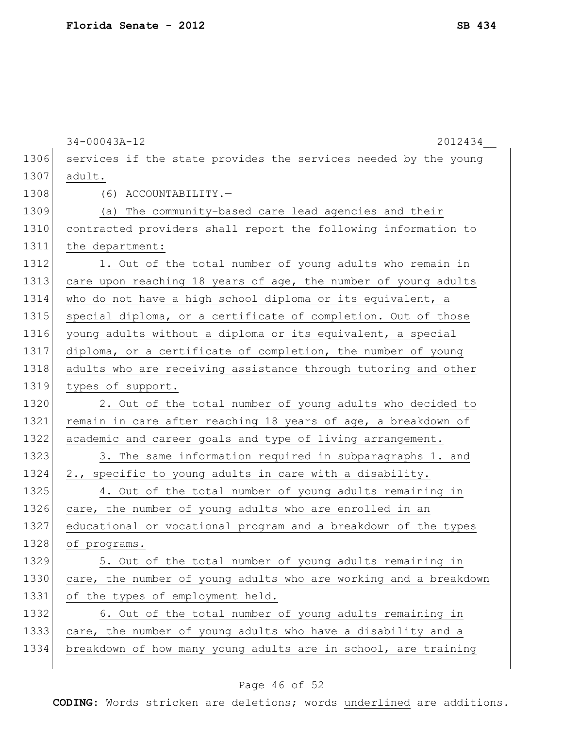services if the state provides the services needed by the young adult.

(6) ACCOUNTABILITY.—

(a) The community-based care lead agencies and their contracted providers shall report the following information to the department:

1. Out of the total number of young adults who remain in care upon reaching 18 years of age, the number of young adults who do not have a high school diploma or its equivalent, a special diploma, or a certificate of completion. Out of those young adults without a diploma or its equivalent, a special diploma, or a certificate of completion, the number of young adults who are receiving assistance through tutoring and other types of support.

2. Out of the total number of young adults who decided to remain in care after reaching 18 years of age, a breakdown of academic and career goals and type of living arrangement.

3. The same information required in subparagraphs 1. and 2., specific to young adults in care with a disability.

4. Out of the total number of young adults remaining in care, the number of young adults who are enrolled in an educational or vocational program and a breakdown of the types of programs.

5. Out of the total number of young adults remaining in care, the number of young adults who are working and a breakdown of the types of employment held.

6. Out of the total number of young adults remaining in care, the number of young adults who have a disability and a breakdown of how many young adults are in school, are training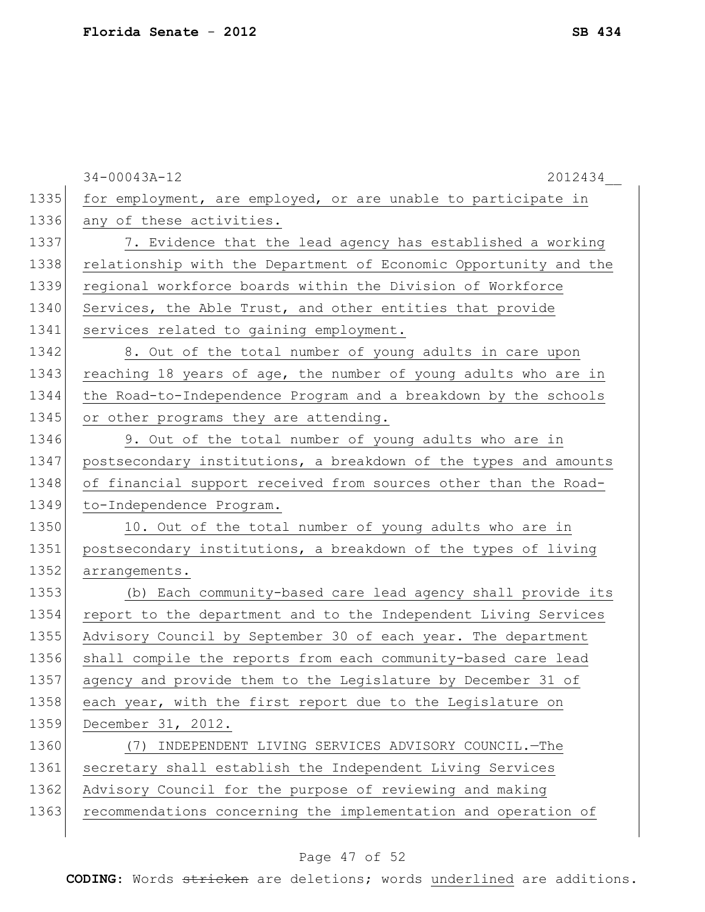for employment, are employed, or are unable to participate in any of these activities.

7. Evidence that the lead agency has established a working relationship with the Department of Economic Opportunity and the regional workforce boards within the Division of Workforce Services, the Able Trust, and other entities that provide services related to gaining employment.

8. Out of the total number of young adults in care upon reaching 18 years of age, the number of young adults who are in the Road-to-Independence Program and a breakdown by the schools or other programs they are attending.

9. Out of the total number of young adults who are in postsecondary institutions, a breakdown of the types and amounts of financial support received from sources other than the Road-to-Independence Program.

10. Out of the total number of young adults who are in postsecondary institutions, a breakdown of the types of living arrangements.

(b) Each community-based care lead agency shall provide its report to the department and to the Independent Living Services Advisory Council by September 30 of each year. The department shall compile the reports from each community-based care lead agency and provide them to the Legislature by December 31 of each year, with the first report due to the Legislature on December 31, 2012.

(7) INDEPENDENT LIVING SERVICES ADVISORY COUNCIL.—The secretary shall establish the Independent Living Services Advisory Council for the purpose of reviewing and making recommendations concerning the implementation and operation of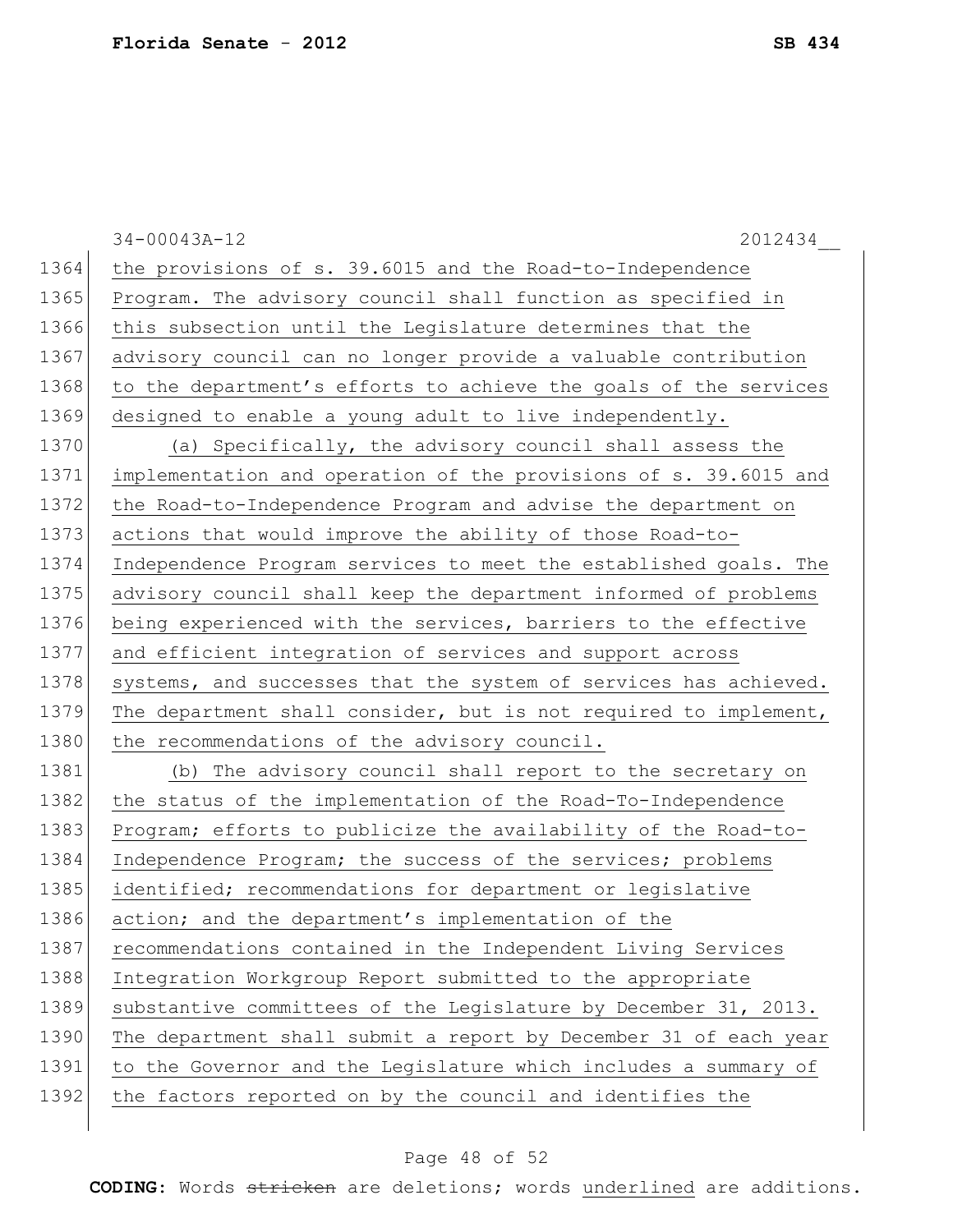the provisions of s. 39.6015 and the Road-to-Independence Program. The advisory council shall function as specified in this subsection until the Legislature determines that the advisory council can no longer provide a valuable contribution to the department's efforts to achieve the goals of the services designed to enable a young adult to live independently.

(a) Specifically, the advisory council shall assess the implementation and operation of the provisions of s. 39.6015 and the Road-to-Independence Program and advise the department on actions that would improve the ability of those Road-to-Independence Program services to meet the established goals. The advisory council shall keep the department informed of problems being experienced with the services, barriers to the effective and efficient integration of services and support across systems, and successes that the system of services has achieved. The department shall consider, but is not required to implement, the recommendations of the advisory council.

(b) The advisory council shall report to the secretary on the status of the implementation of the Road-To-Independence Program; efforts to publicize the availability of the Road-to-Independence Program; the success of the services; problems identified; recommendations for department or legislative action; and the department's implementation of the recommendations contained in the Independent Living Services Integration Workgroup Report submitted to the appropriate substantive committees of the Legislature by December 31, 2013. The department shall submit a report by December 31 of each year to the Governor and the Legislature which includes a summary of the factors reported on by the council and identifies the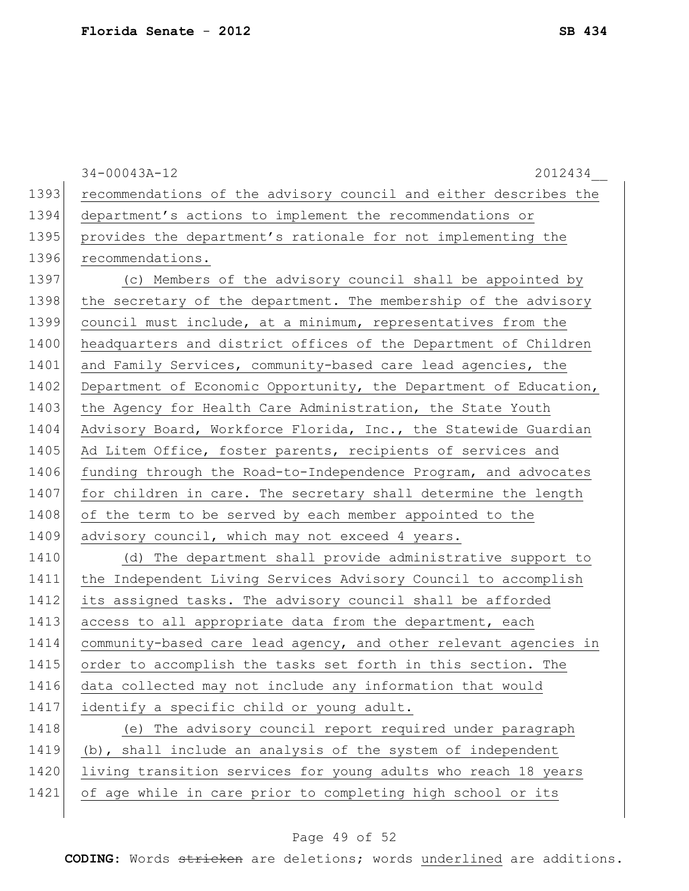recommendations of the advisory council and either describes the department's actions to implement the recommendations or provides the department's rationale for not implementing the recommendations.

(c) Members of the advisory council shall be appointed by the secretary of the department. The membership of the advisory council must include, at a minimum, representatives from the headquarters and district offices of the Department of Children and Family Services, community-based care lead agencies, the Department of Economic Opportunity, the Department of Education, the Agency for Health Care Administration, the State Youth Advisory Board, Workforce Florida, Inc., the Statewide Guardian Ad Litem Office, foster parents, recipients of services and funding through the Road-to-Independence Program, and advocates for children in care. The secretary shall determine the length of the term to be served by each member appointed to the advisory council, which may not exceed 4 years.

(d) The department shall provide administrative support to the Independent Living Services Advisory Council to accomplish its assigned tasks. The advisory council shall be afforded access to all appropriate data from the department, each community-based care lead agency, and other relevant agencies in order to accomplish the tasks set forth in this section. The data collected may not include any information that would identify a specific child or young adult.

(e) The advisory council report required under paragraph (b), shall include an analysis of the system of independent living transition services for young adults who reach 18 years of age while in care prior to completing high school or its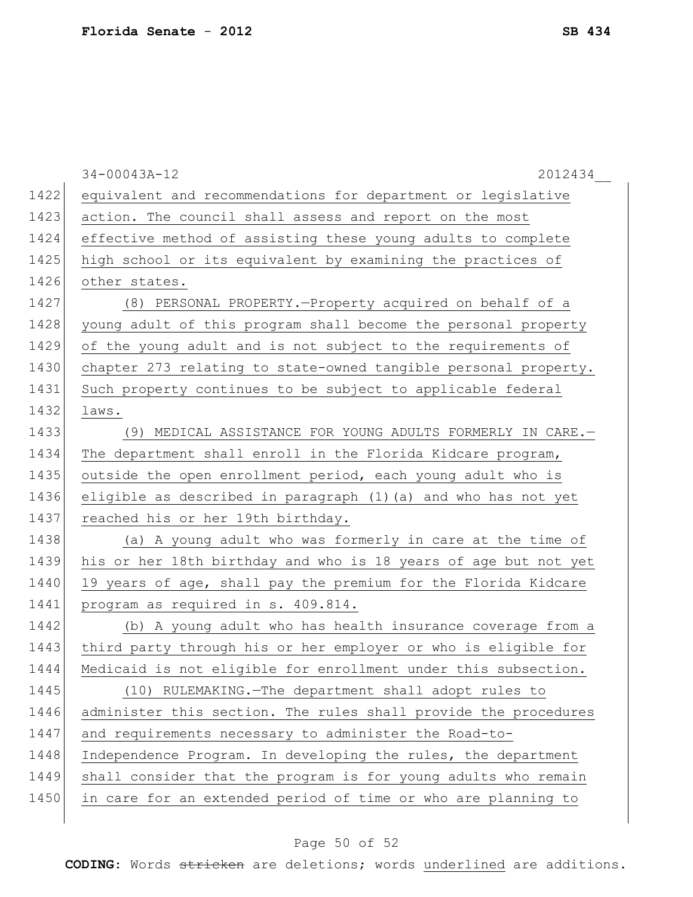equivalent and recommendations for department or legislative action. The council shall assess and report on the most effective method of assisting these young adults to complete high school or its equivalent by examining the practices of other states.

(8) PERSONAL PROPERTY.—Property acquired on behalf of a young adult of this program shall become the personal property of the young adult and is not subject to the requirements of chapter 273 relating to state-owned tangible personal property. Such property continues to be subject to applicable federal laws.

(9) MEDICAL ASSISTANCE FOR YOUNG ADULTS FORMERLY IN CARE.—The department shall enroll in the Florida Kidcare program, outside the open enrollment period, each young adult who is eligible as described in paragraph (1)(a) and who has not yet reached his or her 19th birthday.

(a) A young adult who was formerly in care at the time of his or her 18th birthday and who is 18 years of age but not yet 19 years of age, shall pay the premium for the Florida Kidcare program as required in s. 409.814.

(b) A young adult who has health insurance coverage from a third party through his or her employer or who is eligible for Medicaid is not eligible for enrollment under this subsection.

(10) RULEMAKING.—The department shall adopt rules to administer this section. The rules shall provide the procedures and requirements necessary to administer the Road-to-Independence Program. In developing the rules, the department shall consider that the program is for young adults who remain in care for an extended period of time or who are planning to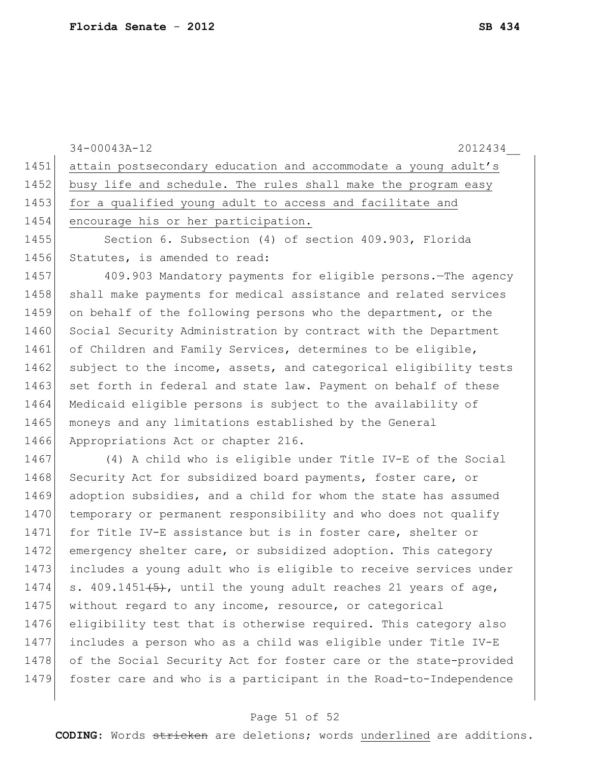34-00043A-12 2012434__

attain postsecondary education and accommodate a young adult's busy life and schedule. The rules shall make the program easy for a qualified young adult to access and facilitate and encourage his or her participation.

Section 6. Subsection (4) of section 409.903, Florida Statutes, is amended to read:

409.903 Mandatory payments for eligible persons.—The agency shall make payments for medical assistance and related services on behalf of the following persons who the department, or the Social Security Administration by contract with the Department of Children and Family Services, determines to be eligible, subject to the income, assets, and categorical eligibility tests set forth in federal and state law. Payment on behalf of these Medicaid eligible persons is subject to the availability of moneys and any limitations established by the General Appropriations Act or chapter 216.

(4) A child who is eligible under Title IV-E of the Social Security Act for subsidized board payments, foster care, or adoption subsidies, and a child for whom the state has assumed temporary or permanent responsibility and who does not qualify for Title IV-E assistance but is in foster care, shelter or emergency shelter care, or subsidized adoption. This category includes a young adult who is eligible to receive services under s. 409.1451 ~~(5)~~, until the young adult reaches 21 years of age, without regard to any income, resource, or categorical eligibility test that is otherwise required. This category also includes a person who as a child was eligible under Title IV-E of the Social Security Act for foster care or the state-provided foster care and who is a participant in the Road-to-Independence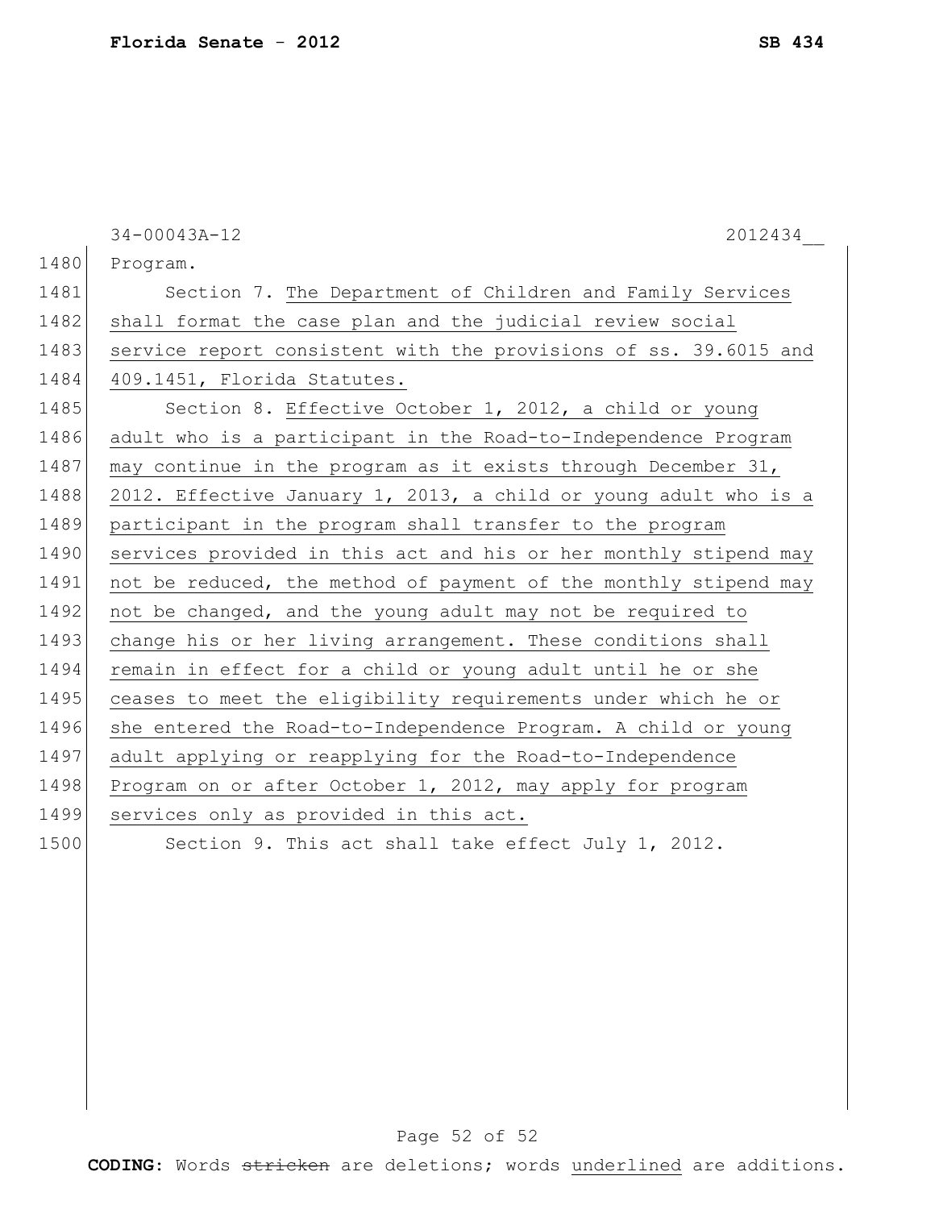34-00043A-12 2012434__

1480 Program.

1481 Section 7. The Department of Children and Family Services
1482 shall format the case plan and the judicial review social
1483 service report consistent with the provisions of ss. 39.6015 and
1484 409.1451, Florida Statutes.

1485 Section 8. Effective October 1, 2012, a child or young
1486 adult who is a participant in the Road-to-Independence Program
1487 may continue in the program as it exists through December 31,
1488 2012. Effective January 1, 2013, a child or young adult who is a
1489 participant in the program shall transfer to the program
1490 services provided in this act and his or her monthly stipend may
1491 not be reduced, the method of payment of the monthly stipend may
1492 not be changed, and the young adult may not be required to
1493 change his or her living arrangement. These conditions shall
1494 remain in effect for a child or young adult until he or she
1495 ceases to meet the eligibility requirements under which he or
1496 she entered the Road-to-Independence Program. A child or young
1497 adult applying or reapplying for the Road-to-Independence
1498 Program on or after October 1, 2012, may apply for program
1499 services only as provided in this act.

1500 Section 9. This act shall take effect July 1, 2012.

**CODING:** Words ~~stricken~~ are deletions; words <u>underlined</u> are additions.